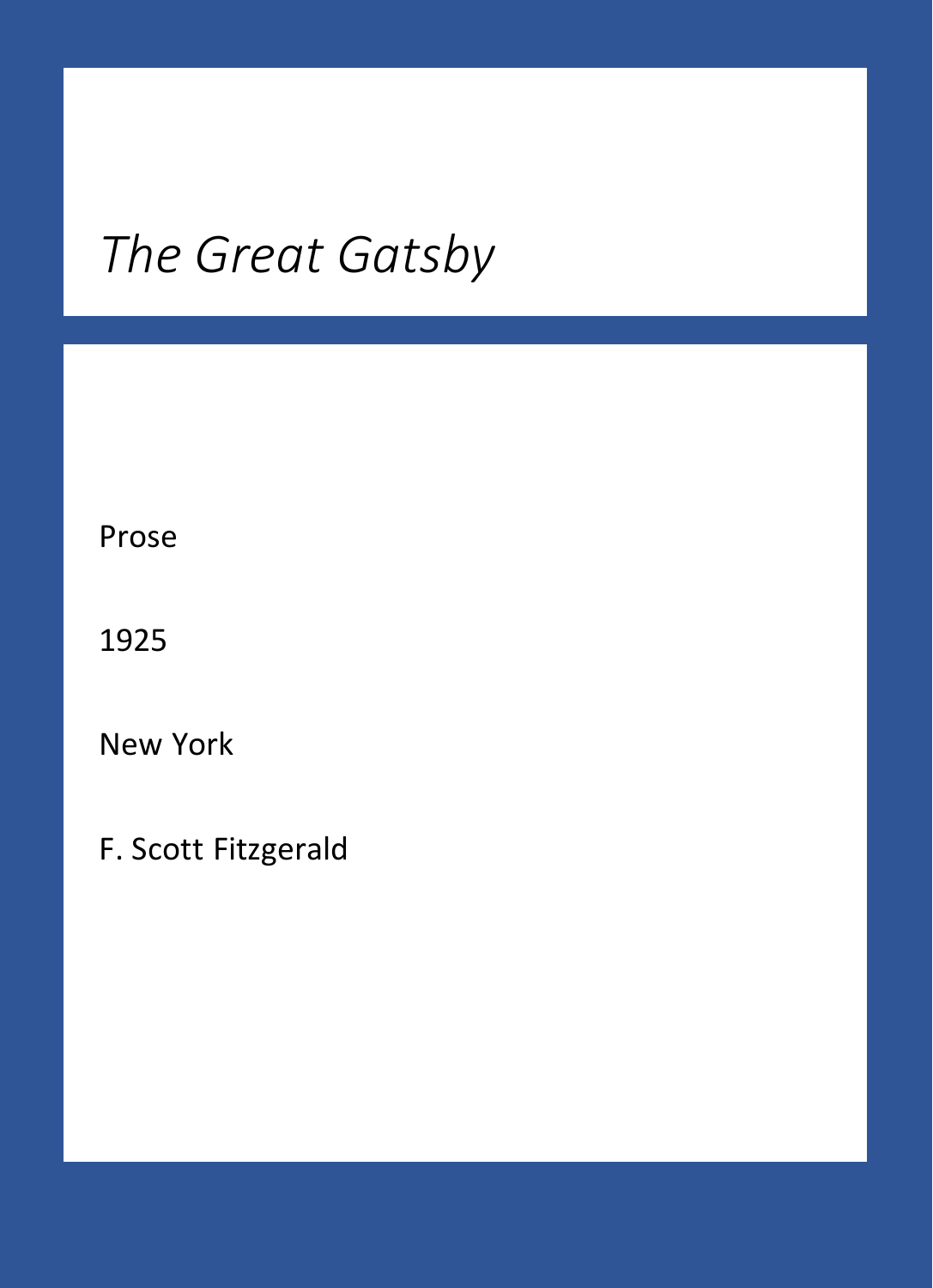# *The Great Gatsby*

Prose

1925

New York

F. Scott Fitzgerald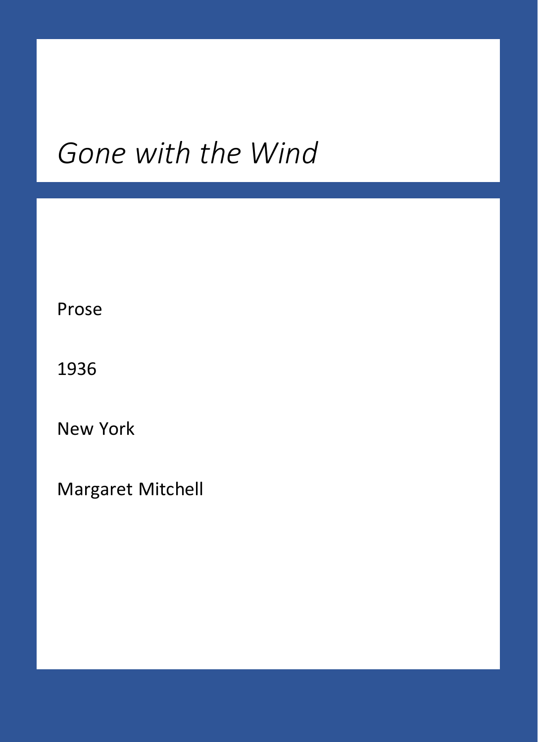# *Gone with the Wind*

Prose

1936

New York

Margaret Mitchell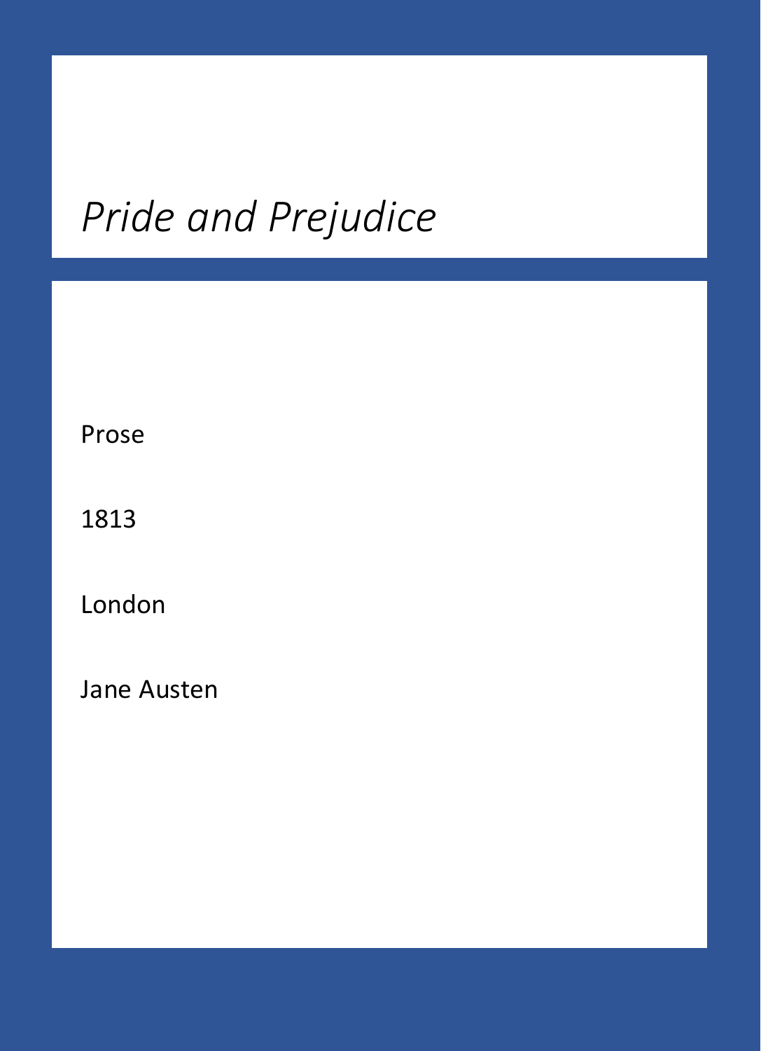*Pride and Prejudice*

Prose

1813

London

Jane Austen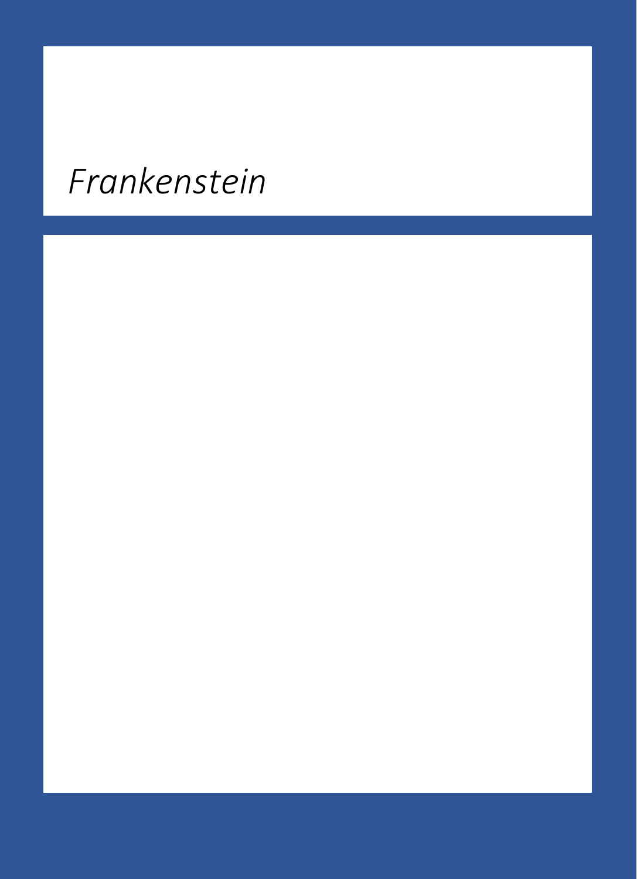*Frankenstein*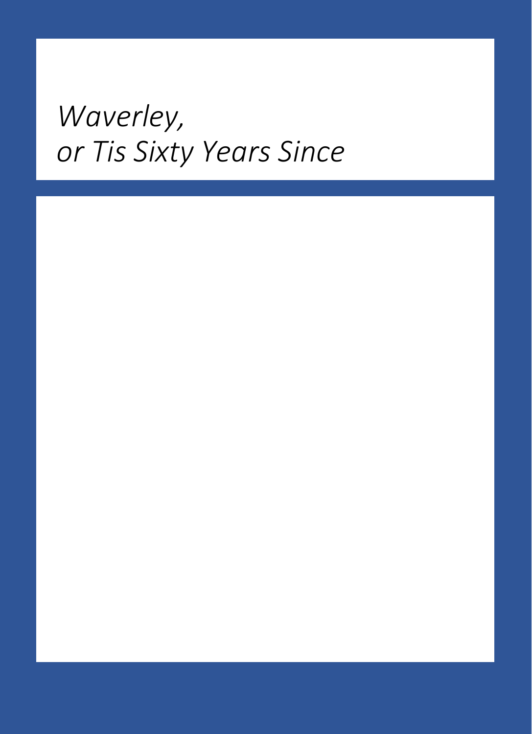*Waverley,*
*or Tis Sixty Years Since*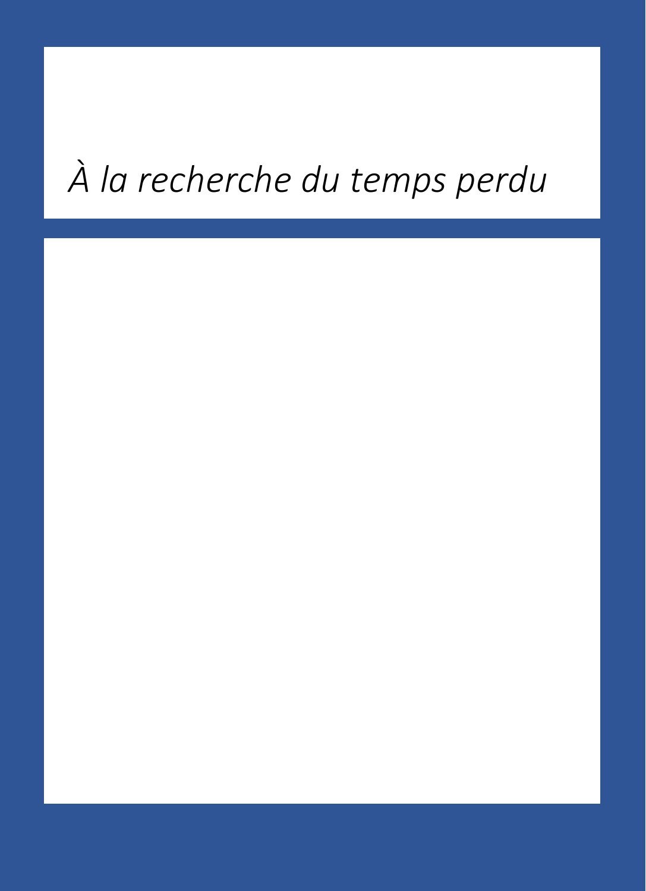*À la recherche du temps perdu*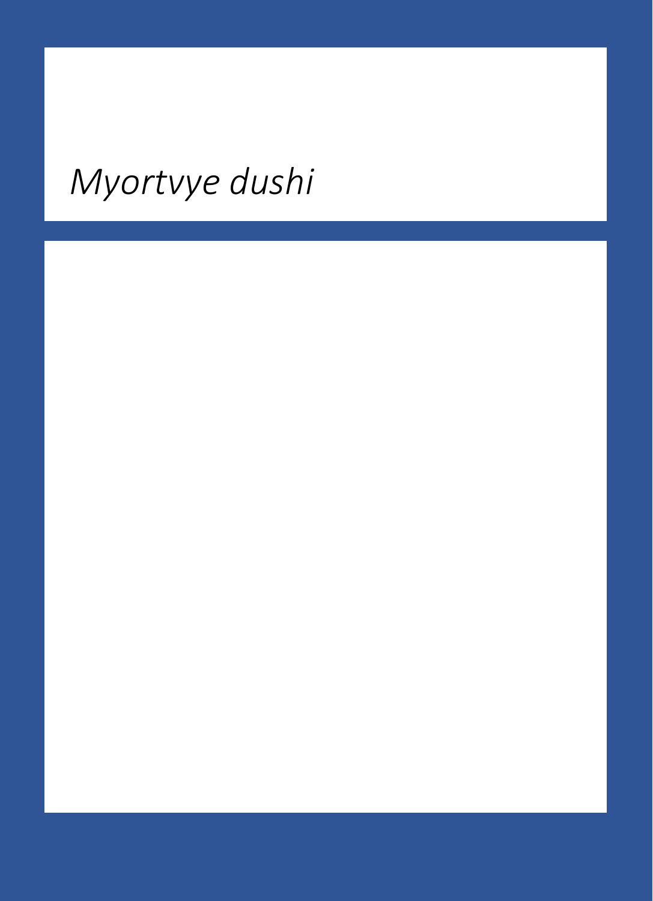# *Myortvye dushi*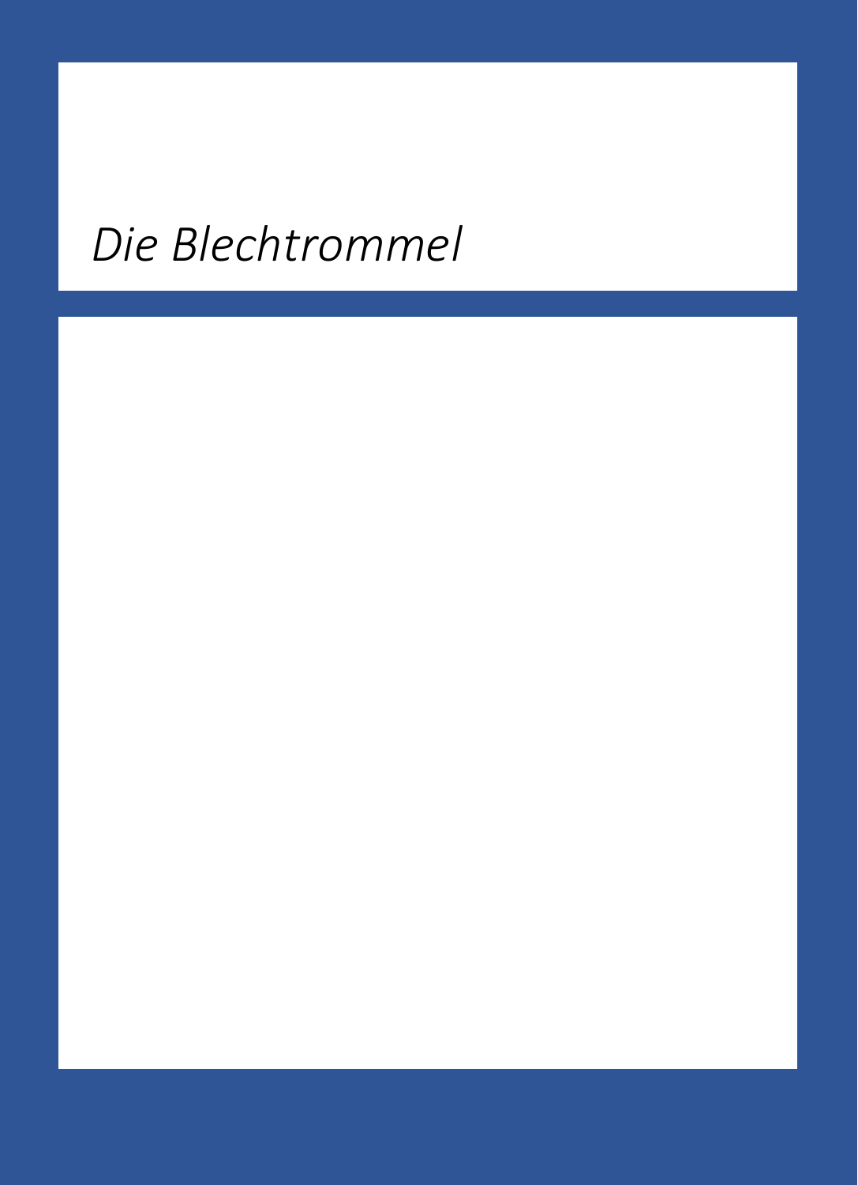*Die Blechtrommel*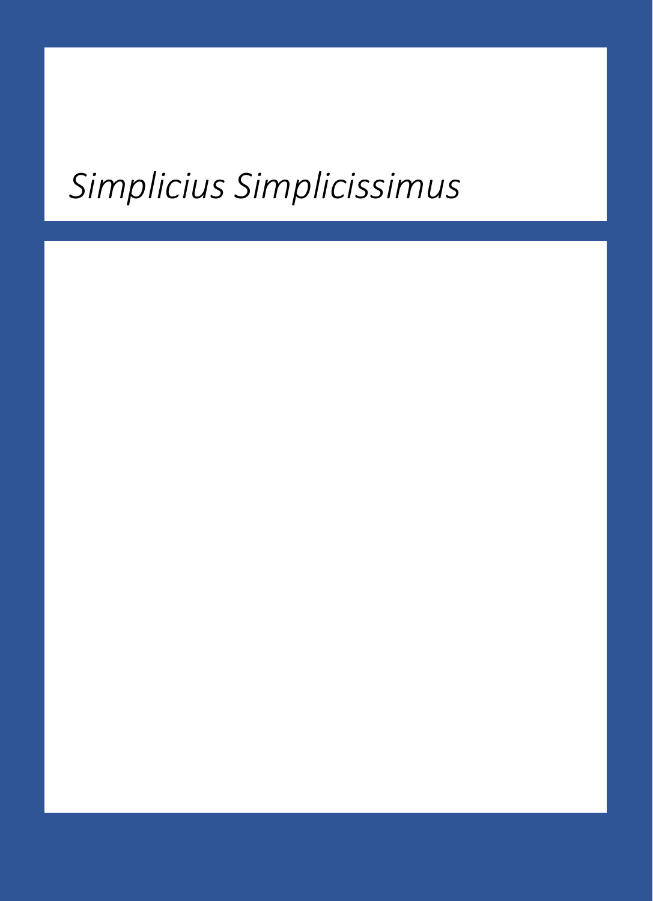*Simplicius Simplicissimus*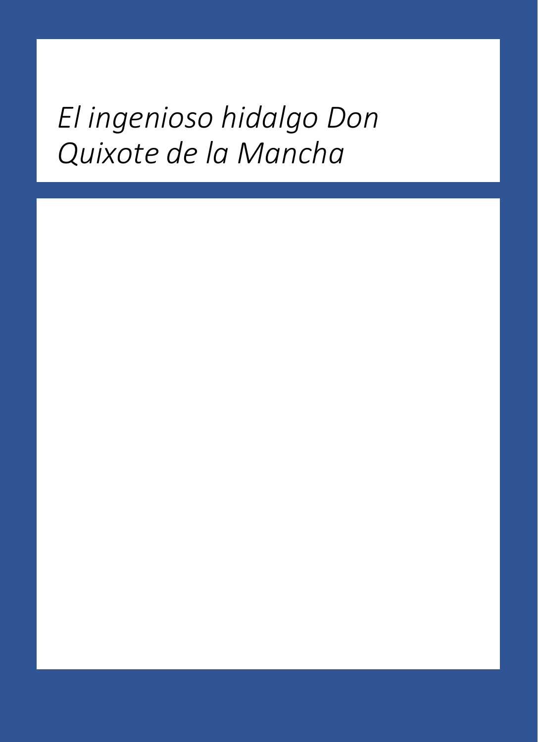*El ingenioso hidalgo Don Quixote de la Mancha*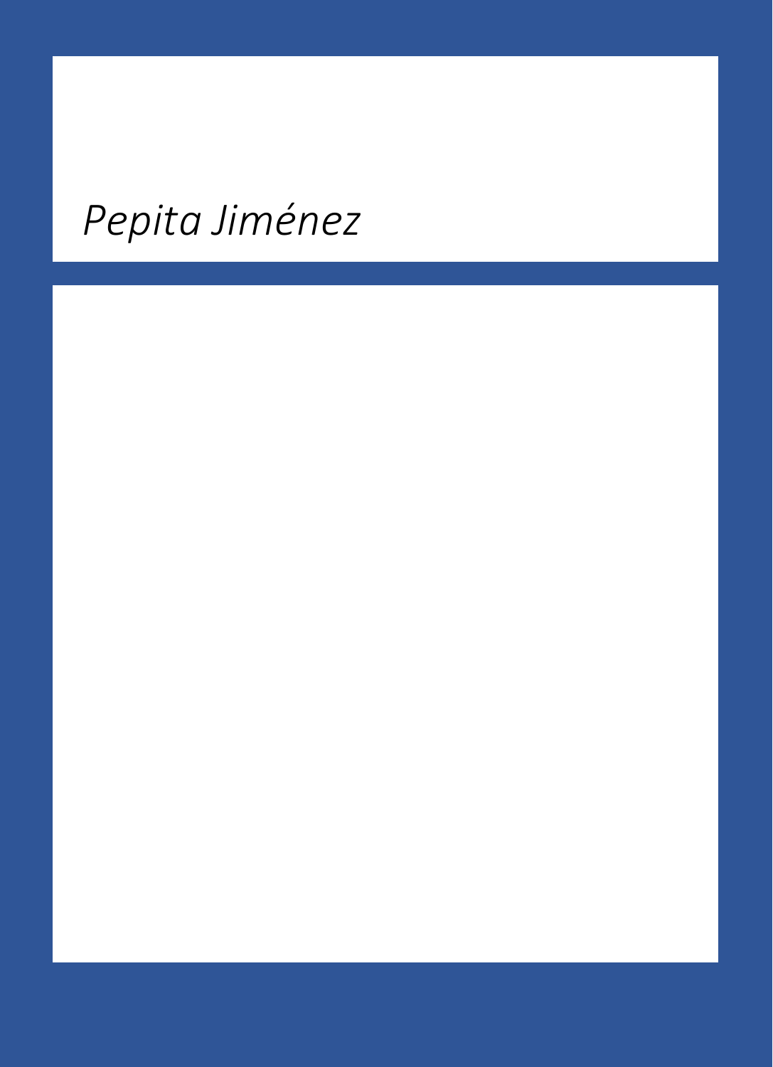*Pepita Jiménez*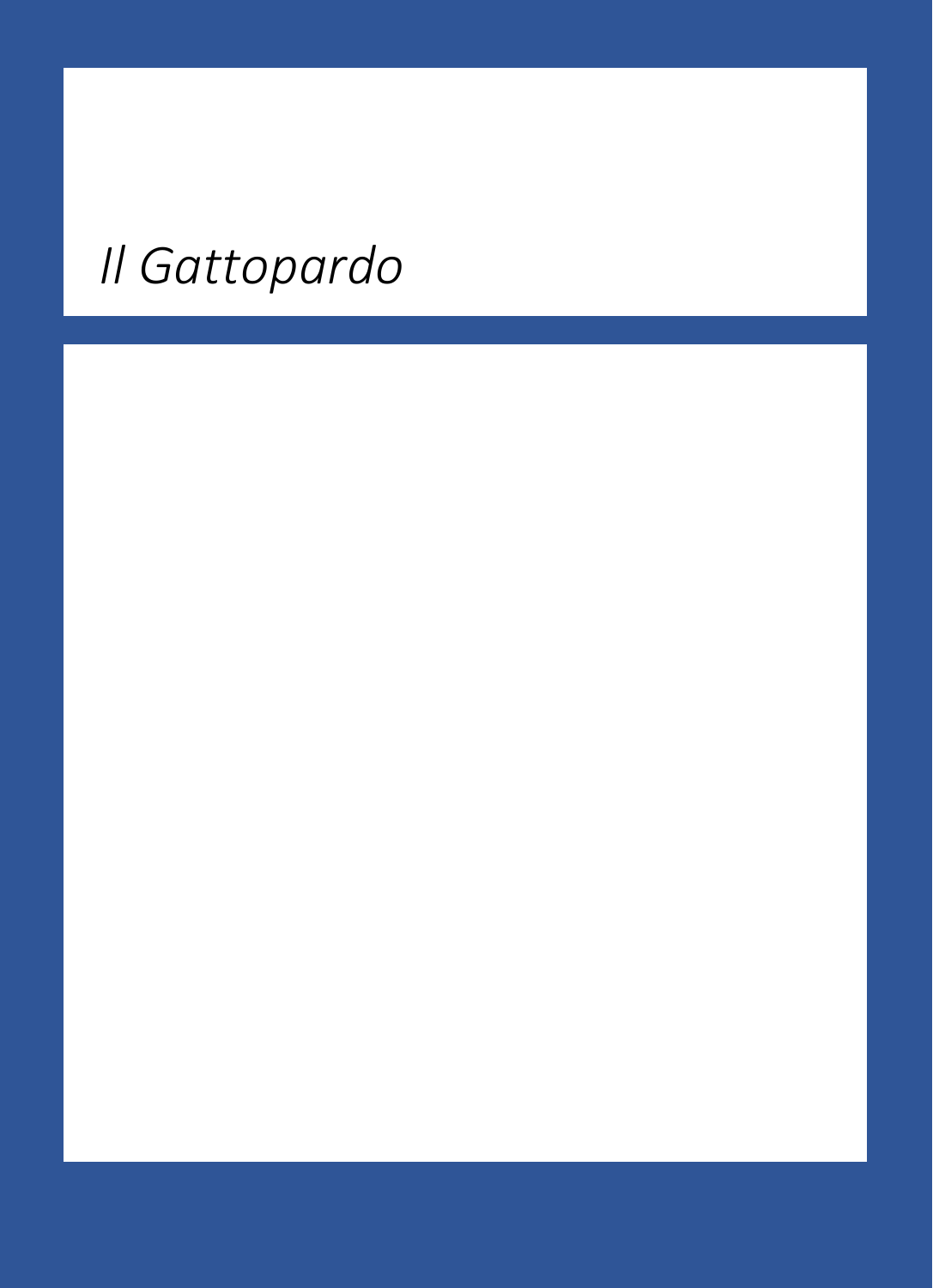*Il Gattopardo*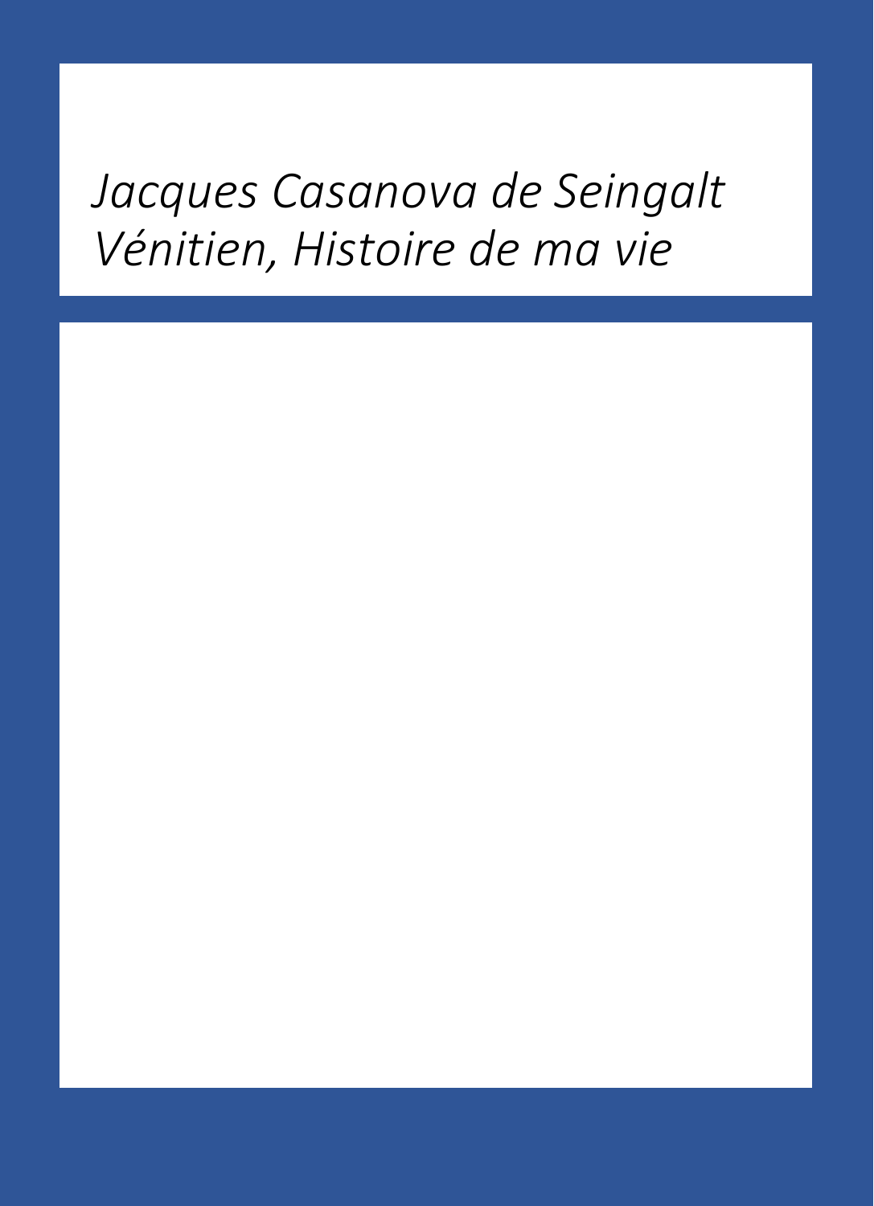*Jacques Casanova de Seingalt Vénitien, Histoire de ma vie*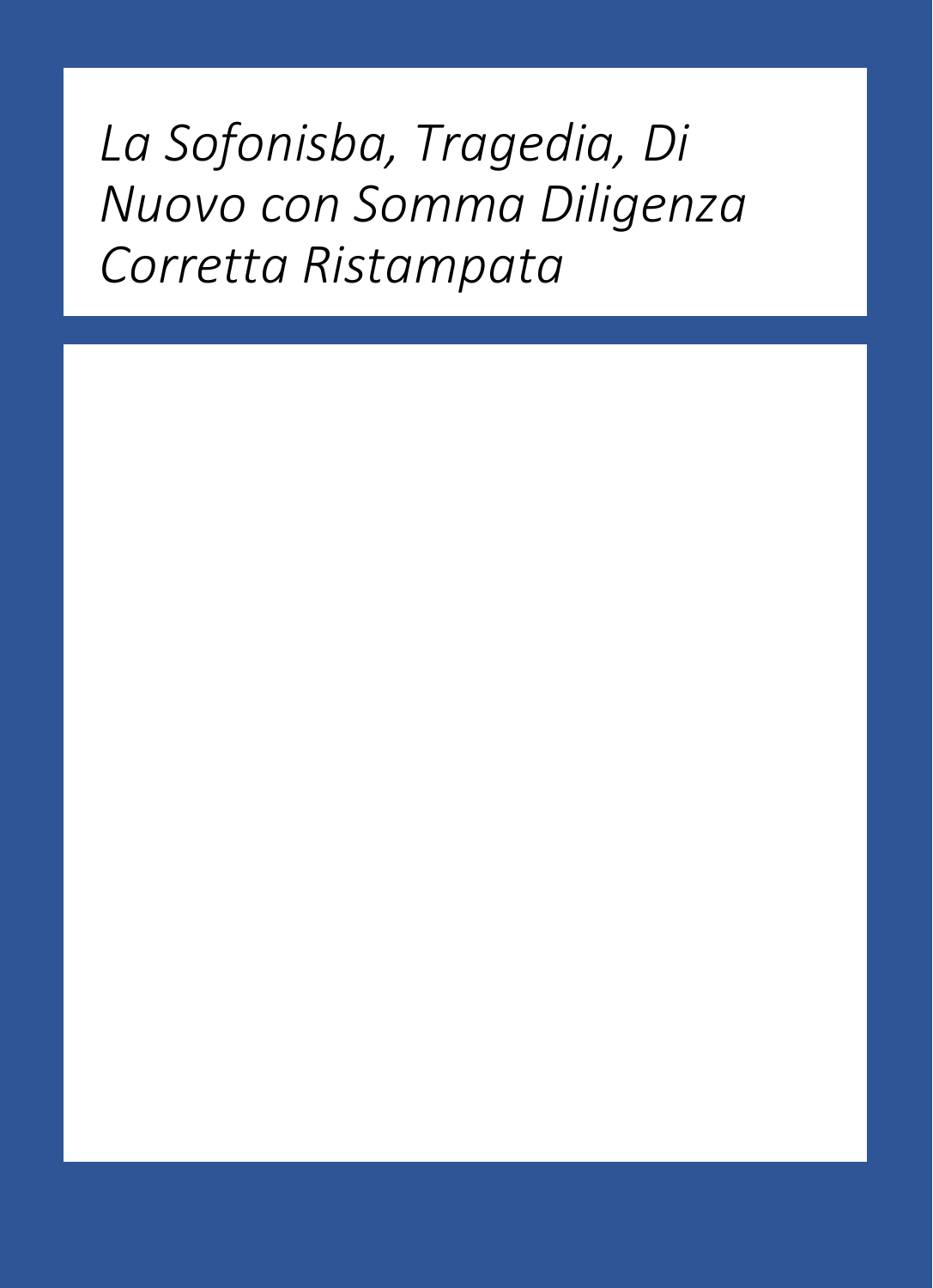*La Sofonisba, Tragedia, Di Nuovo con Somma Diligenza Corretta Ristampata*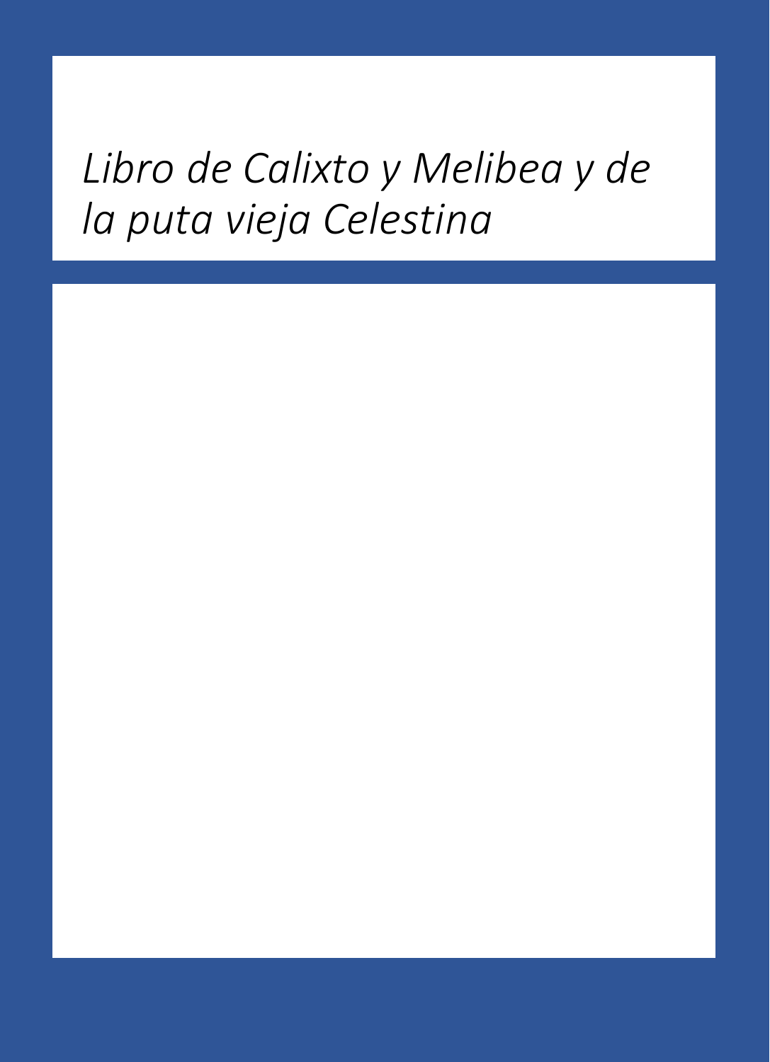*Libro de Calixto y Melibea y de la puta vieja Celestina*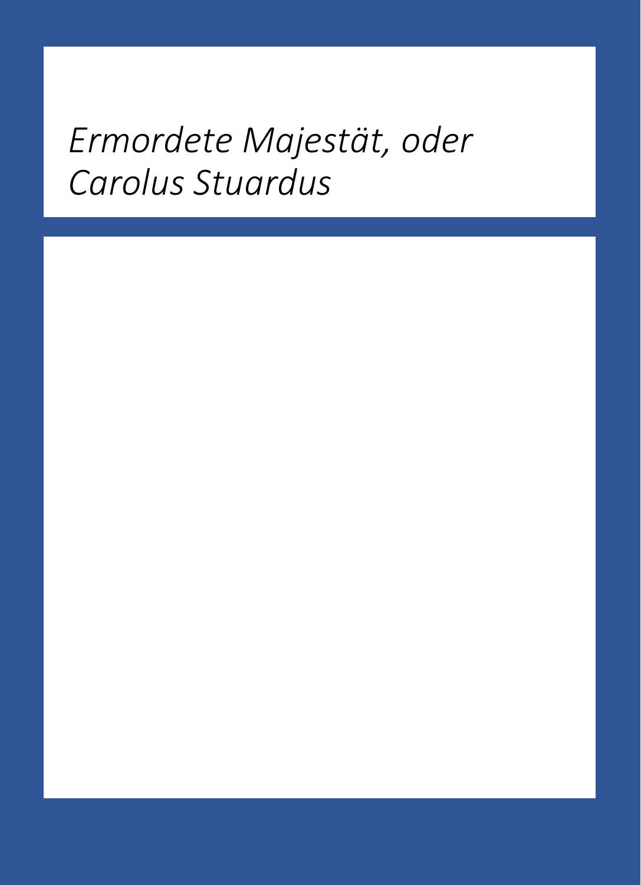*Ermordete Majestät, oder Carolus Stuardus*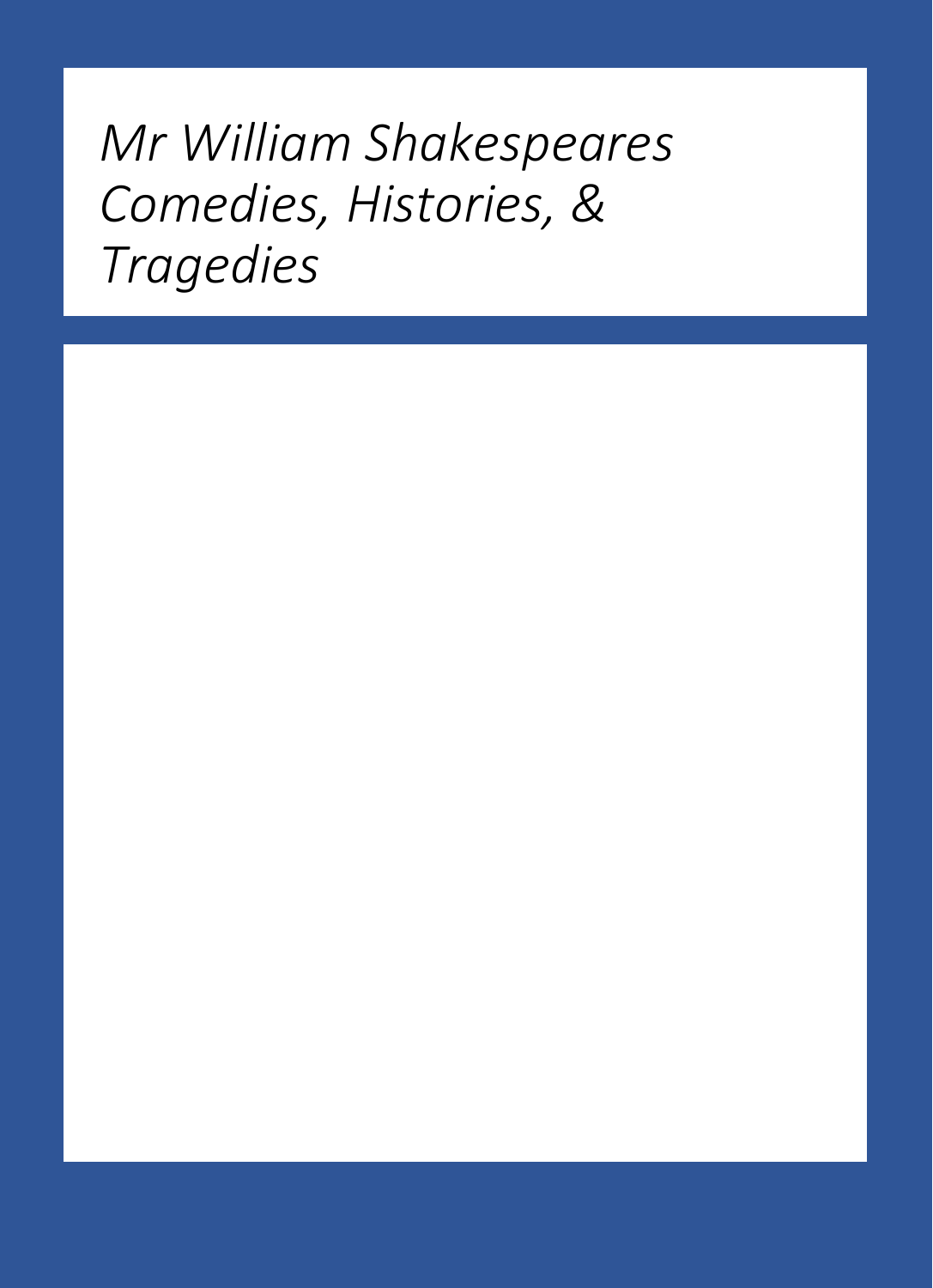*Mr William Shakespeares Comedies, Histories, & Tragedies*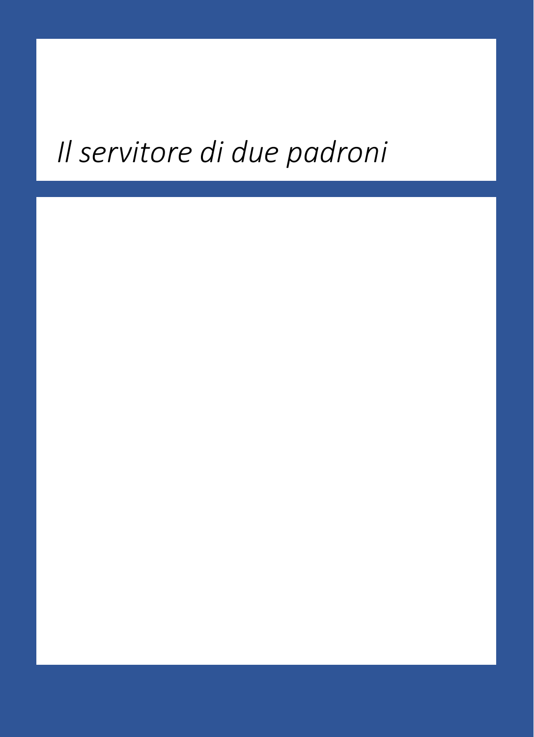# *Il servitore di due padroni*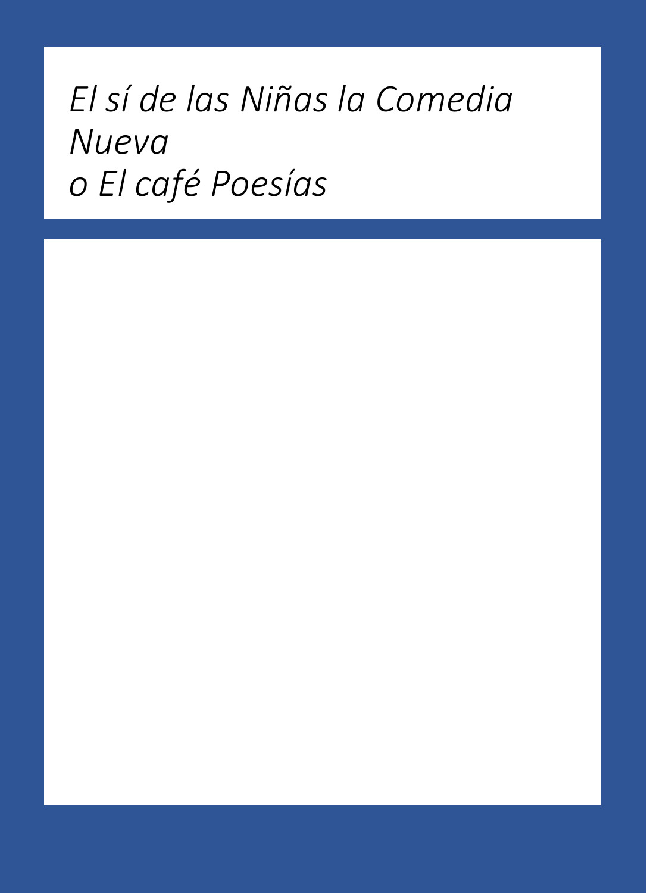*El sí de las Niñas la Comedia Nueva*
*o El café Poesías*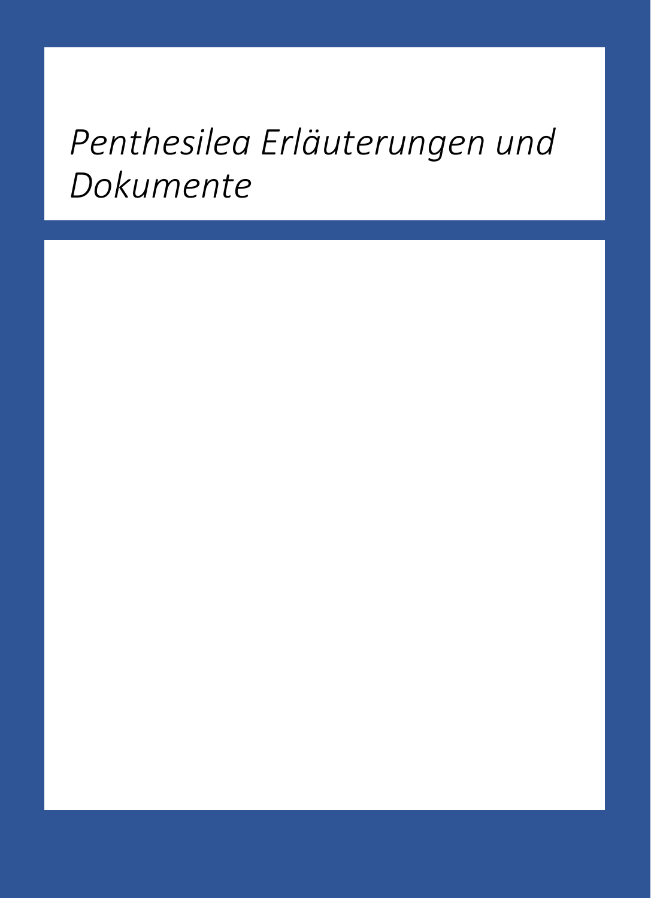# *Penthesilea Erläuterungen und Dokumente*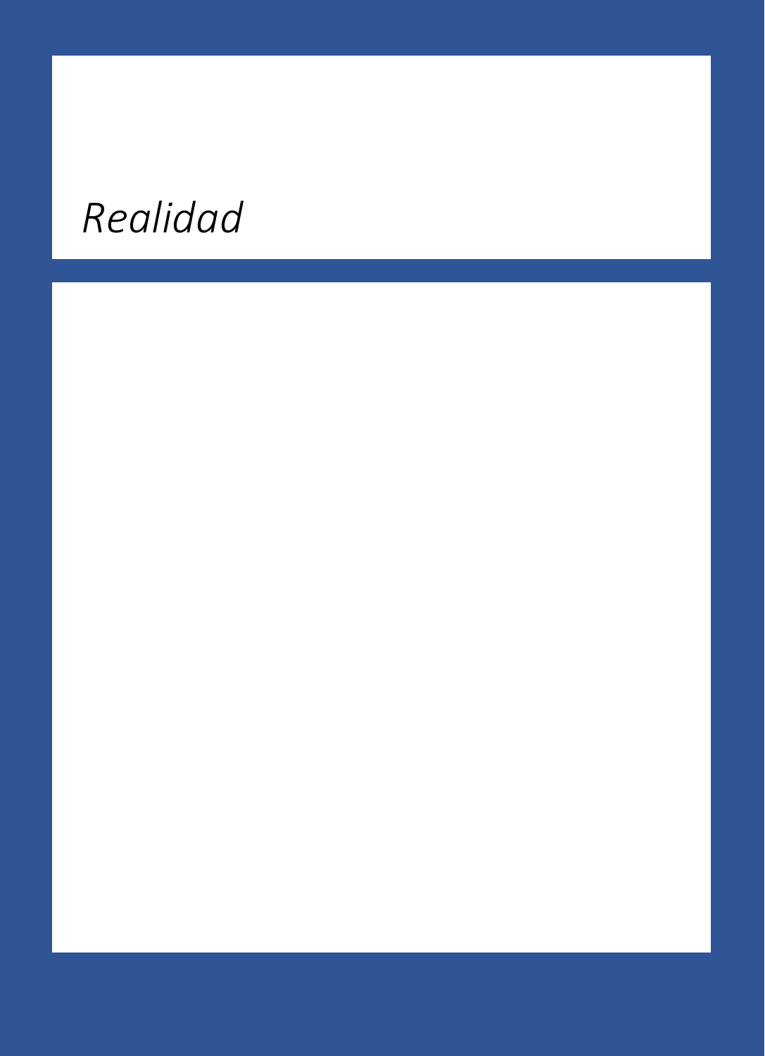# *Realidad*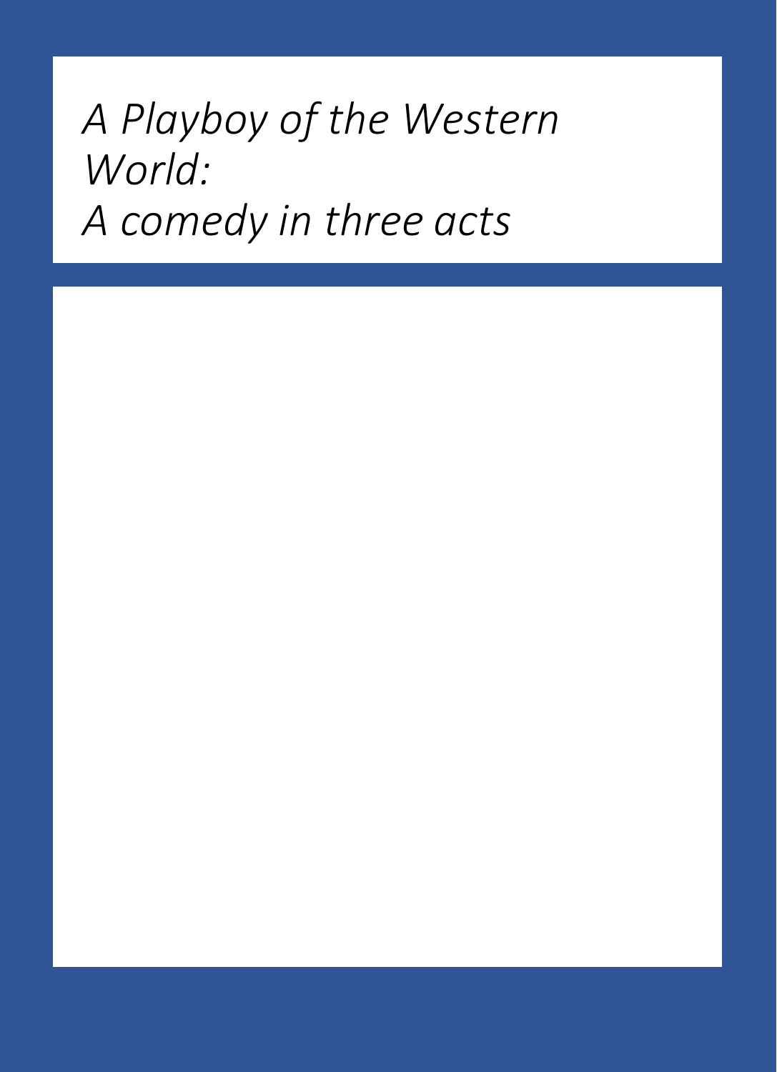*A Playboy of the Western World:*
*A comedy in three acts*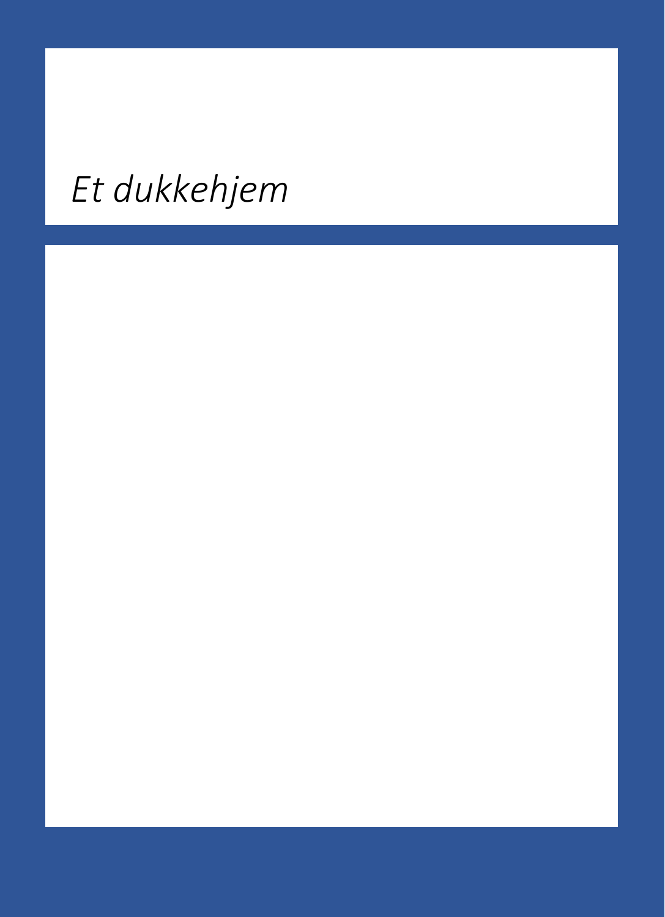# *Et dukkehjem*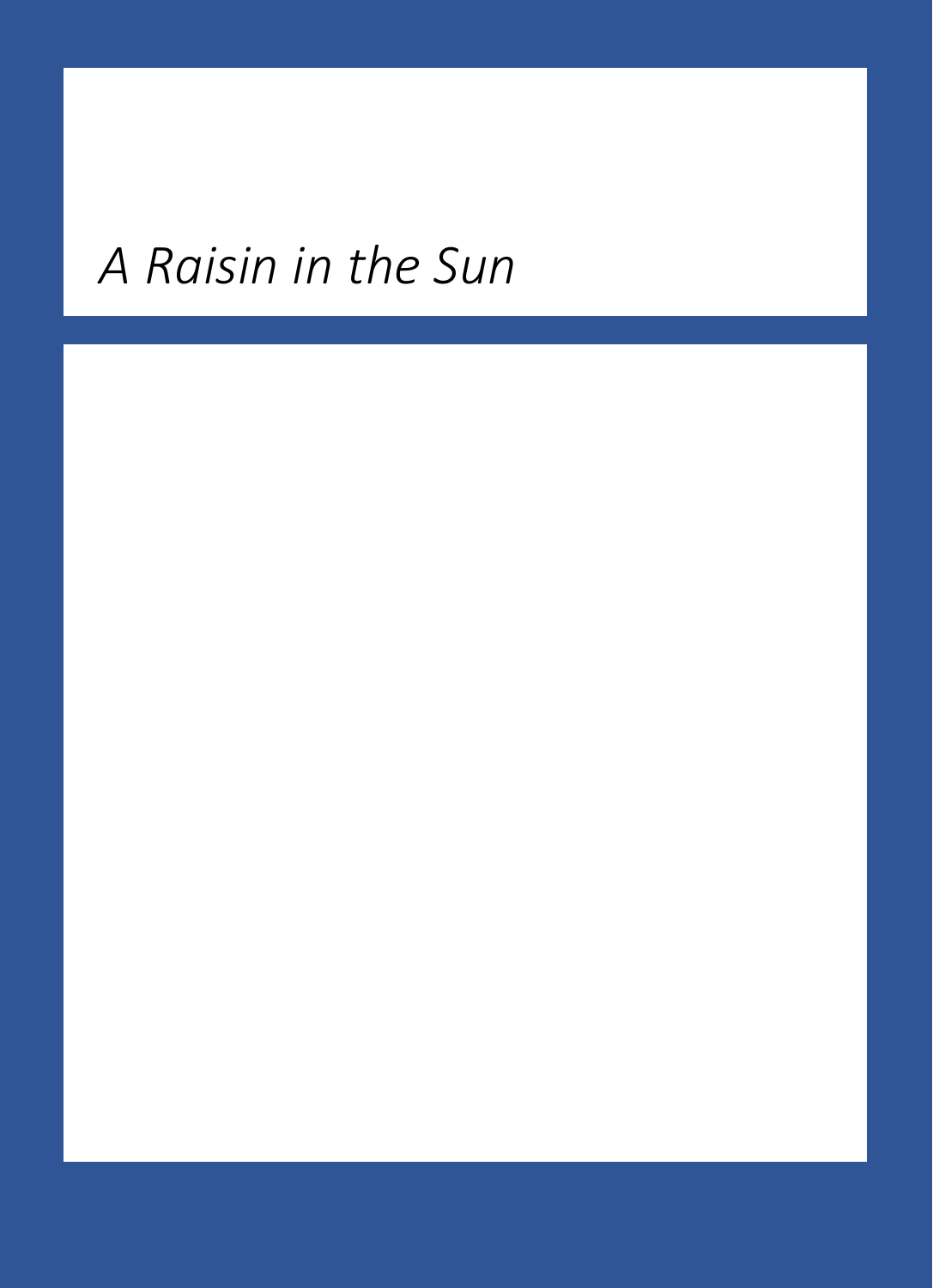# *A Raisin in the Sun*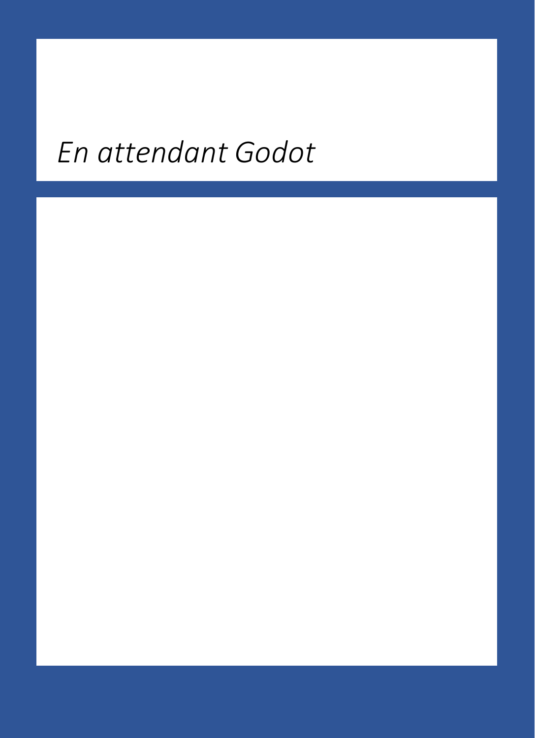*En attendant Godot*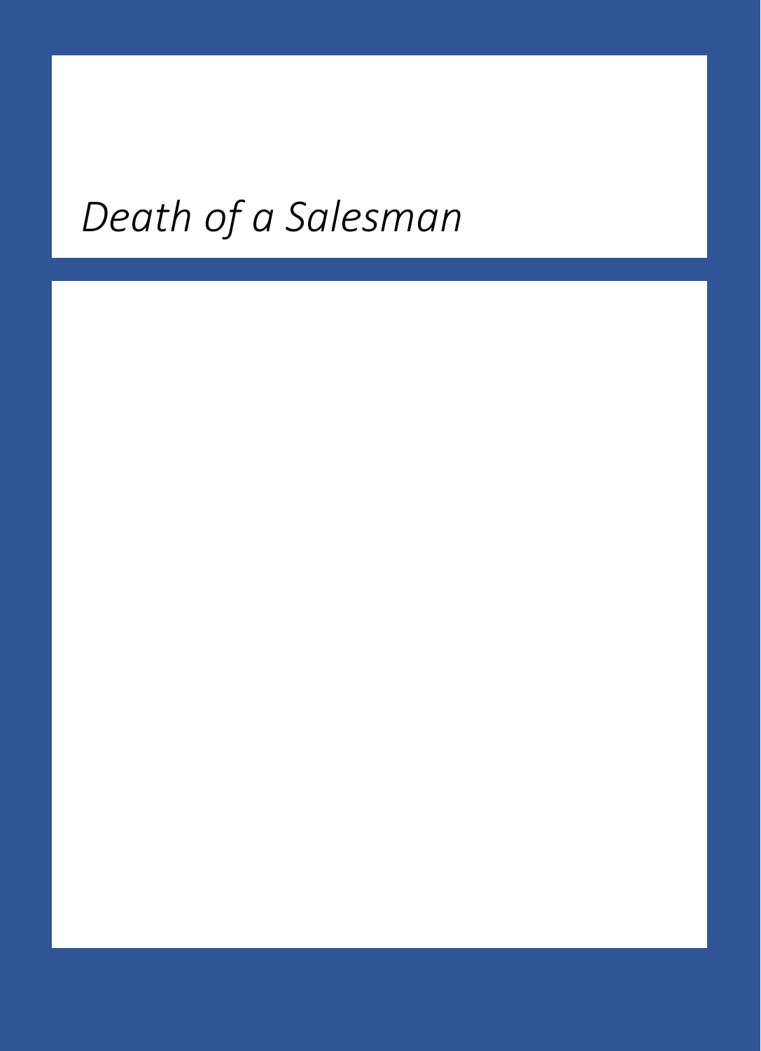# *Death of a Salesman*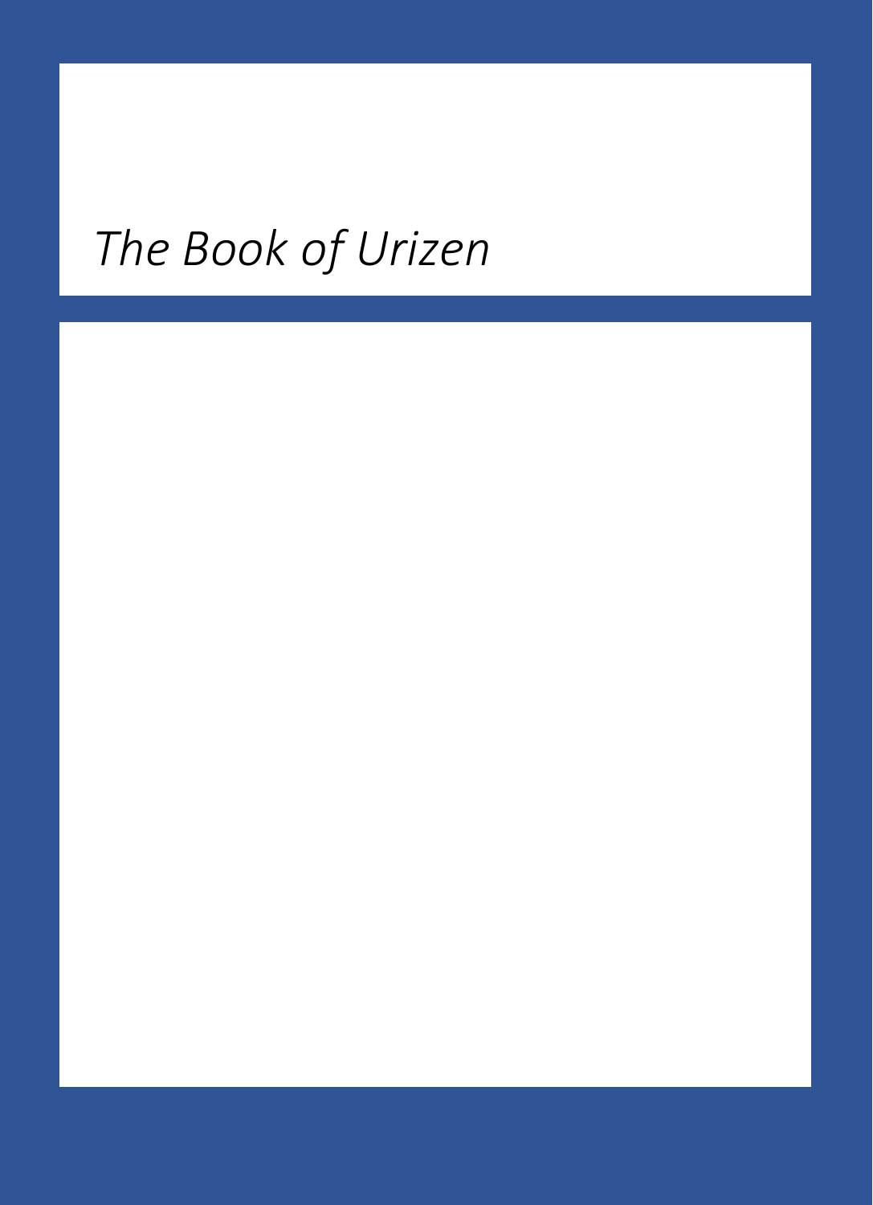*The Book of Urizen*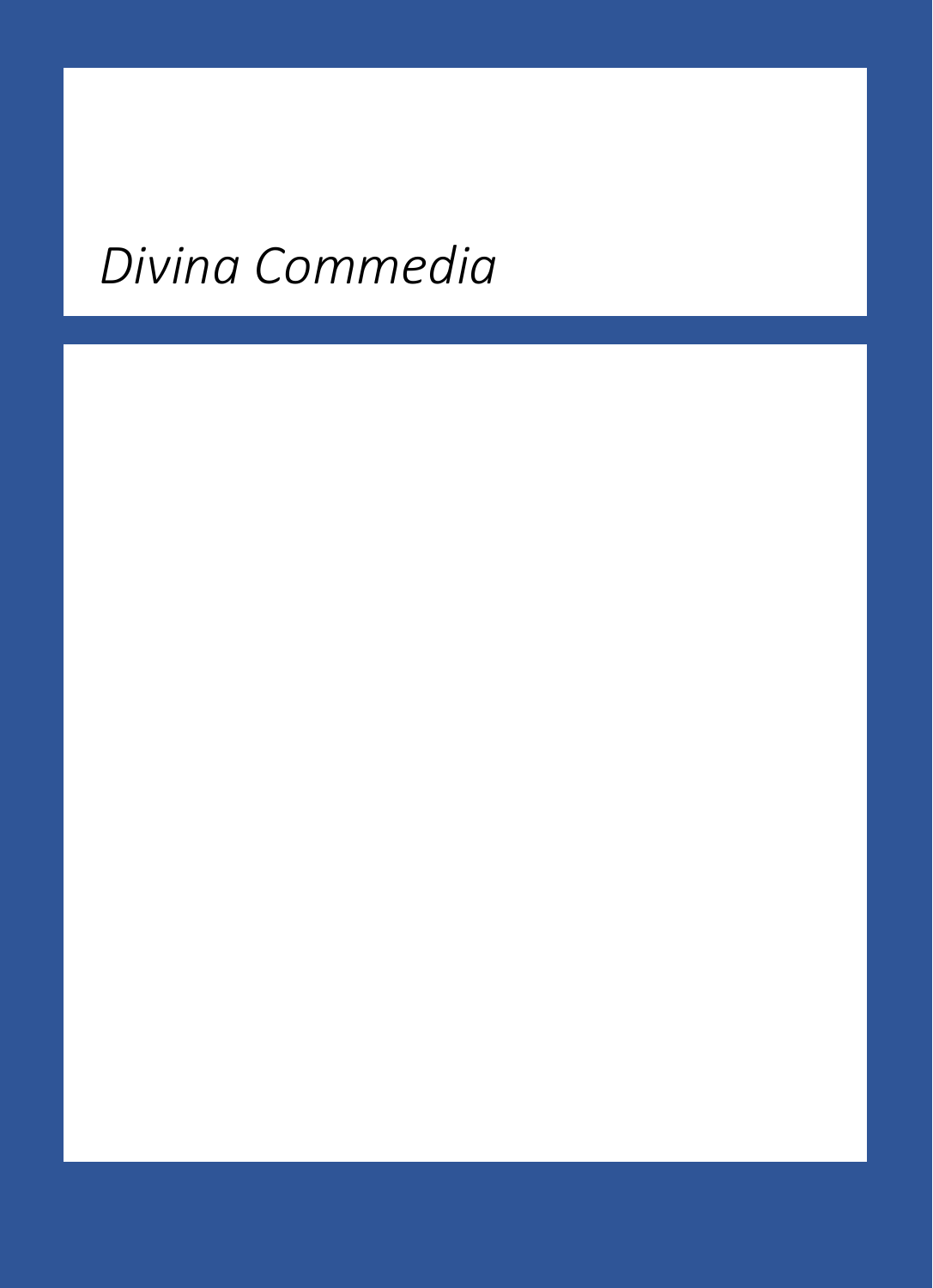*Divina Commedia*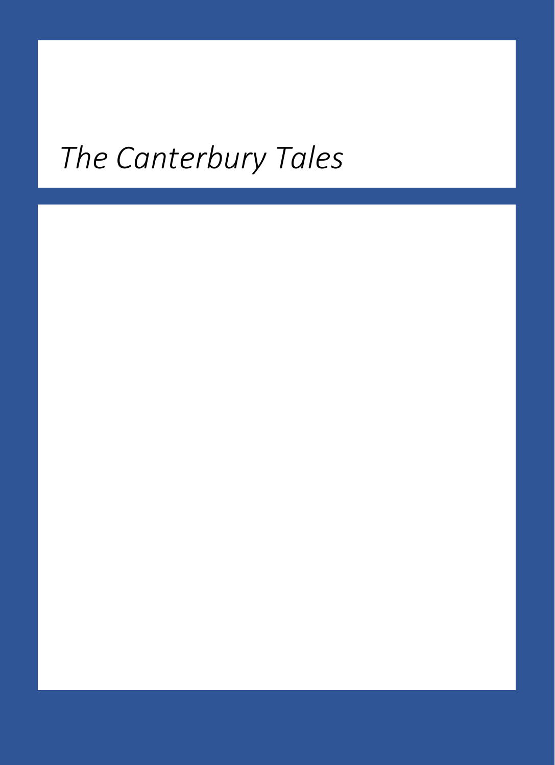*The Canterbury Tales*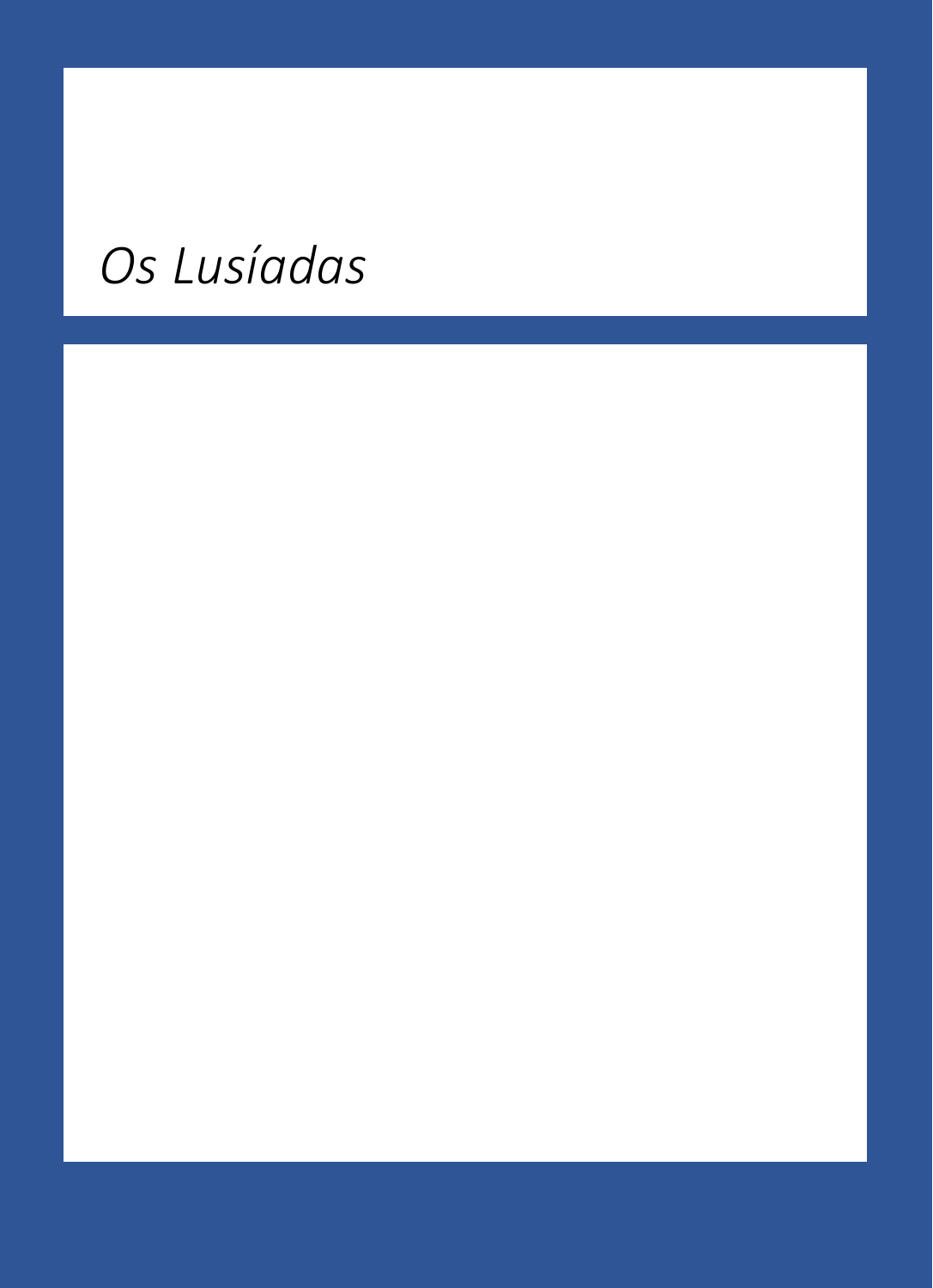# *Os Lusíadas*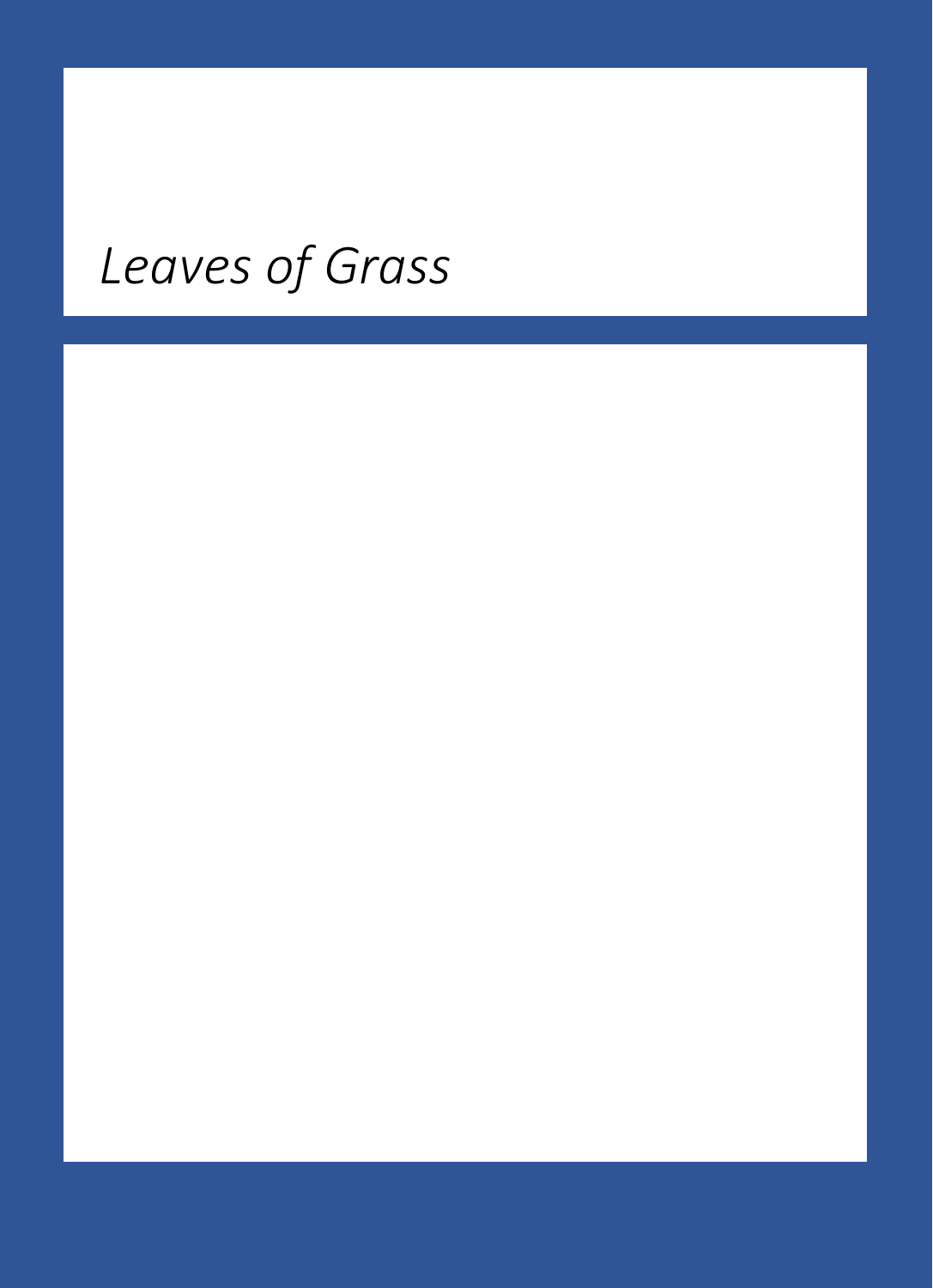*Leaves of Grass*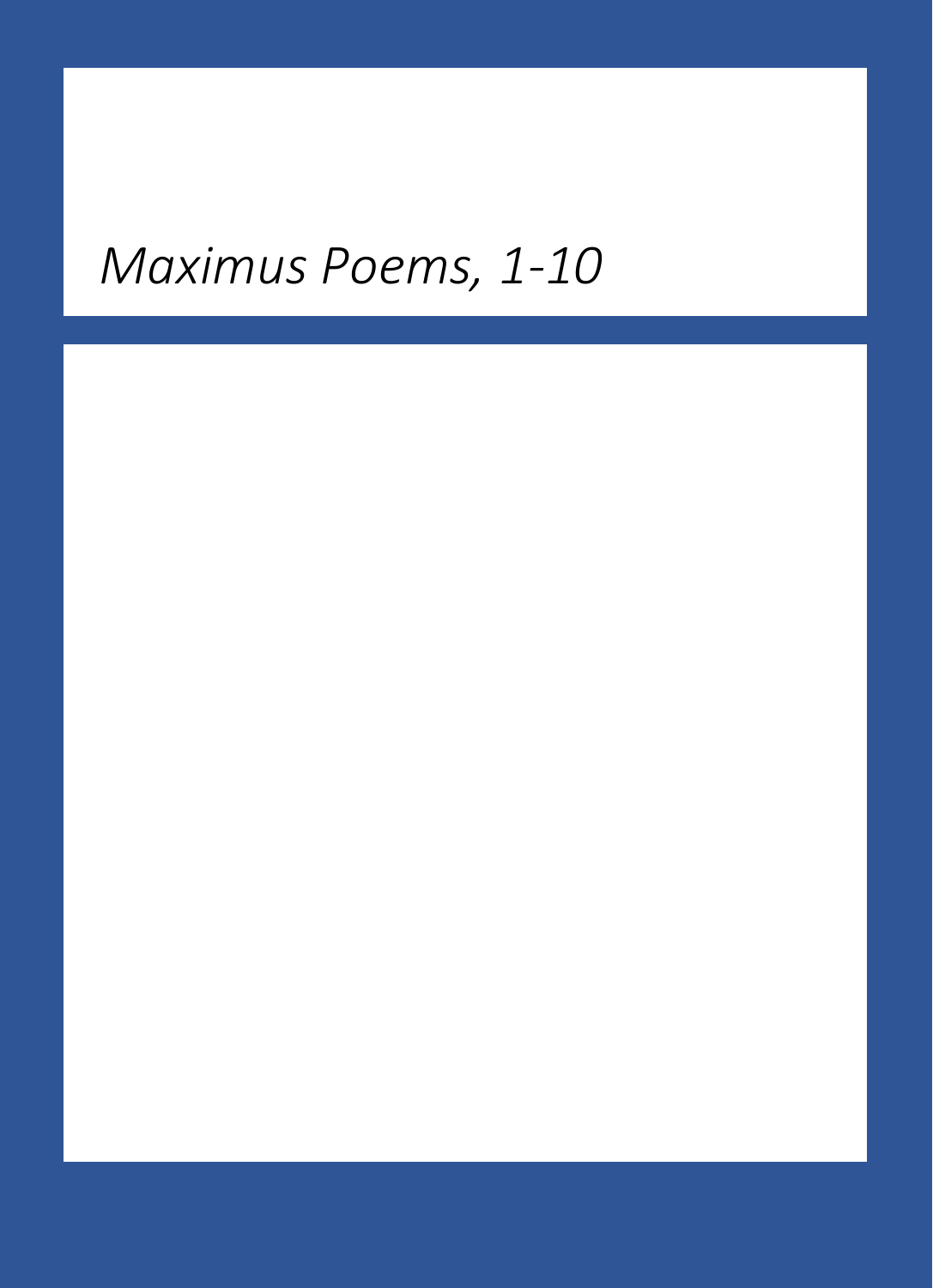# *Maximus Poems, 1-10*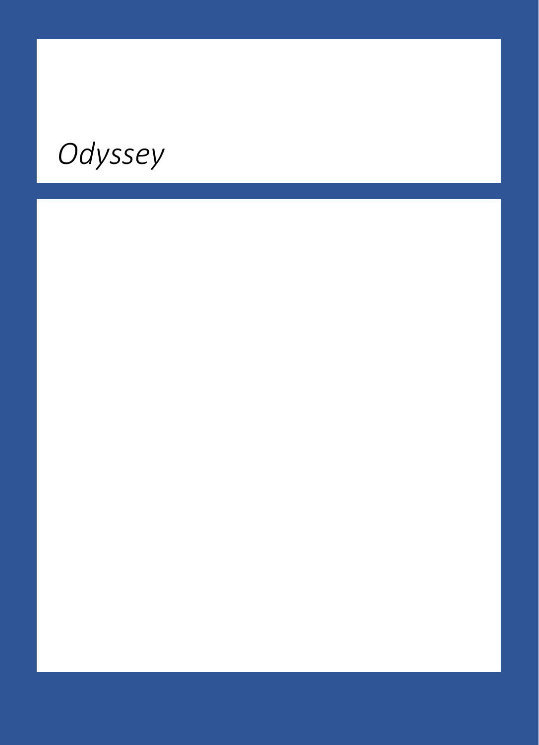*Odyssey*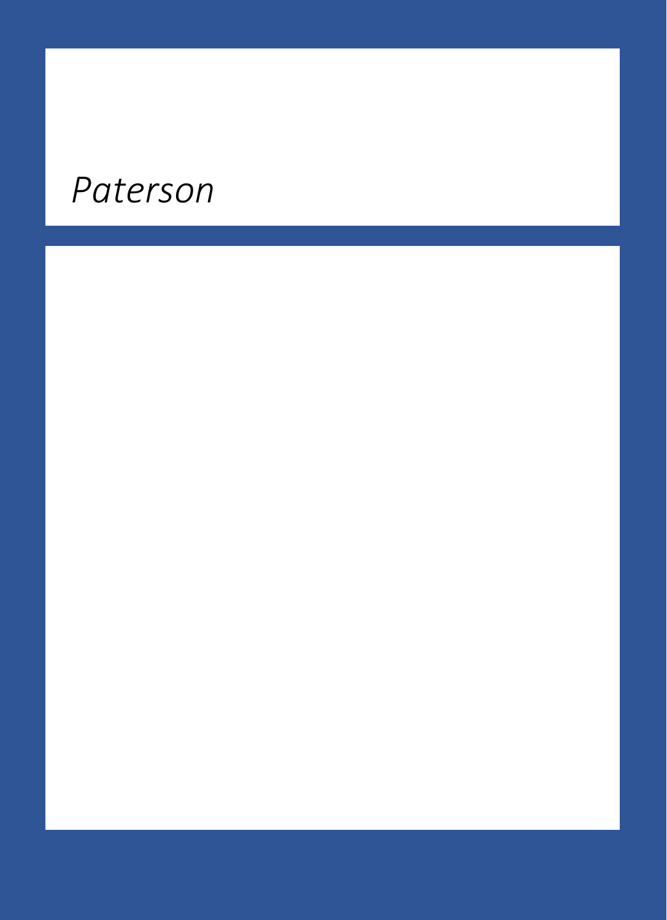*Paterson*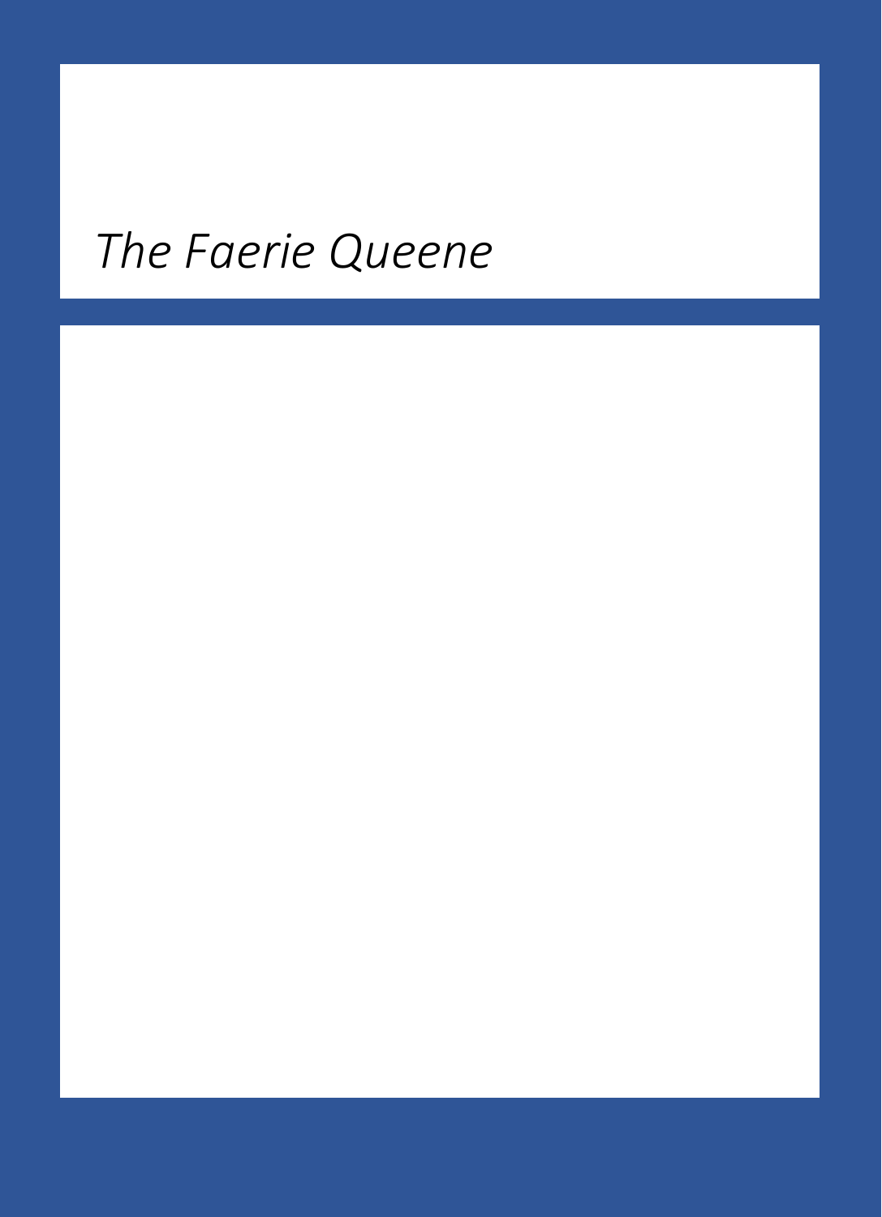*The Faerie Queene*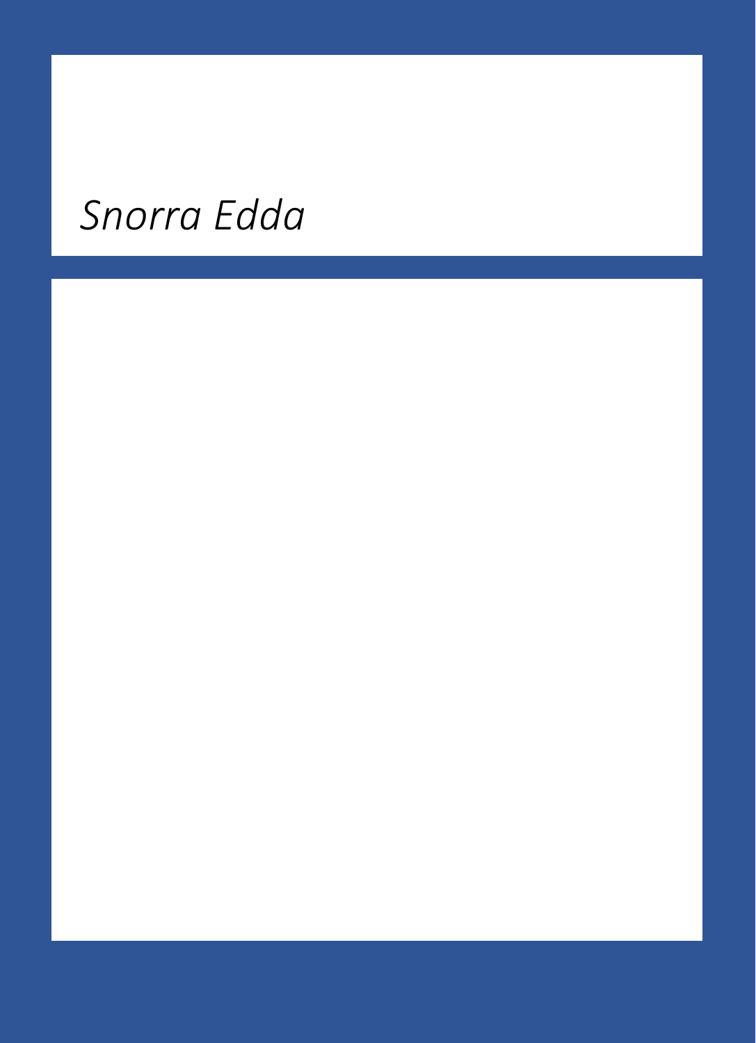# *Snorra Edda*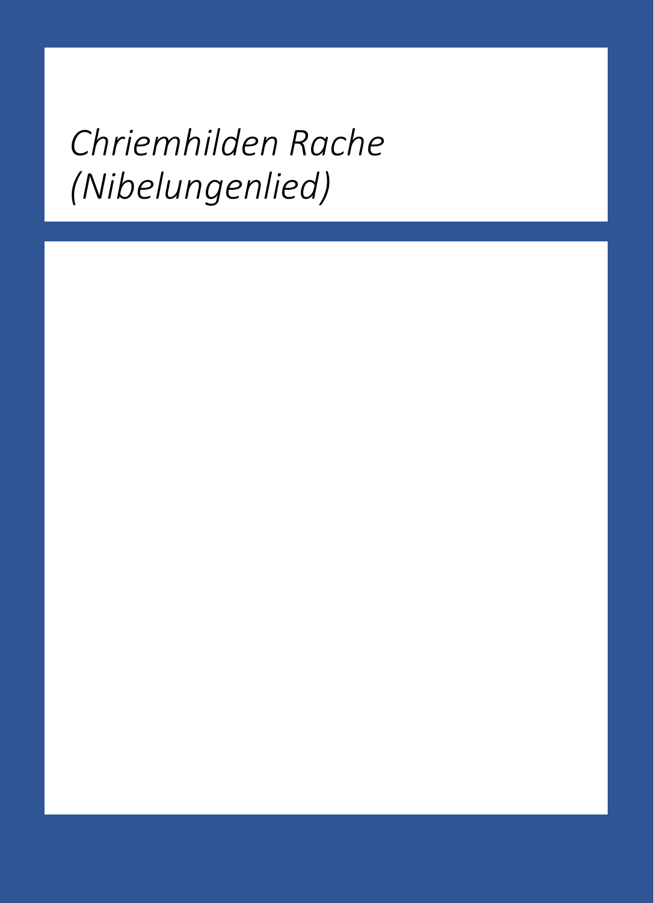# *Chriemhilden Rache (Nibelungenlied)*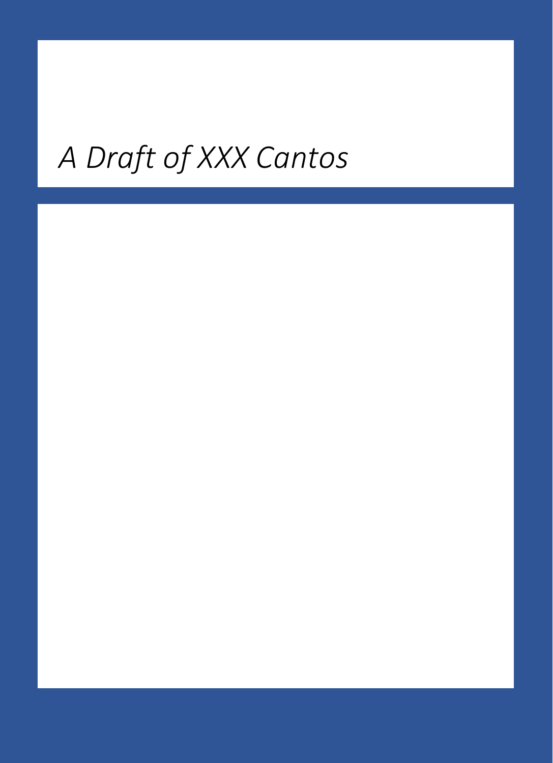*A Draft of XXX Cantos*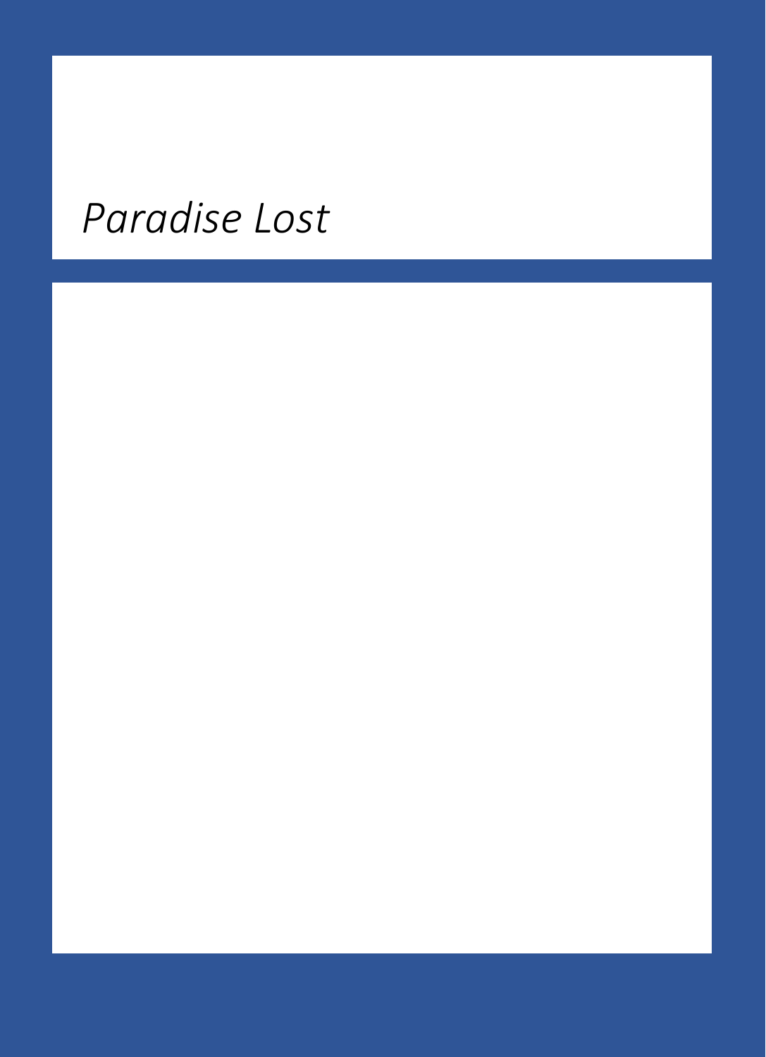*Paradise Lost*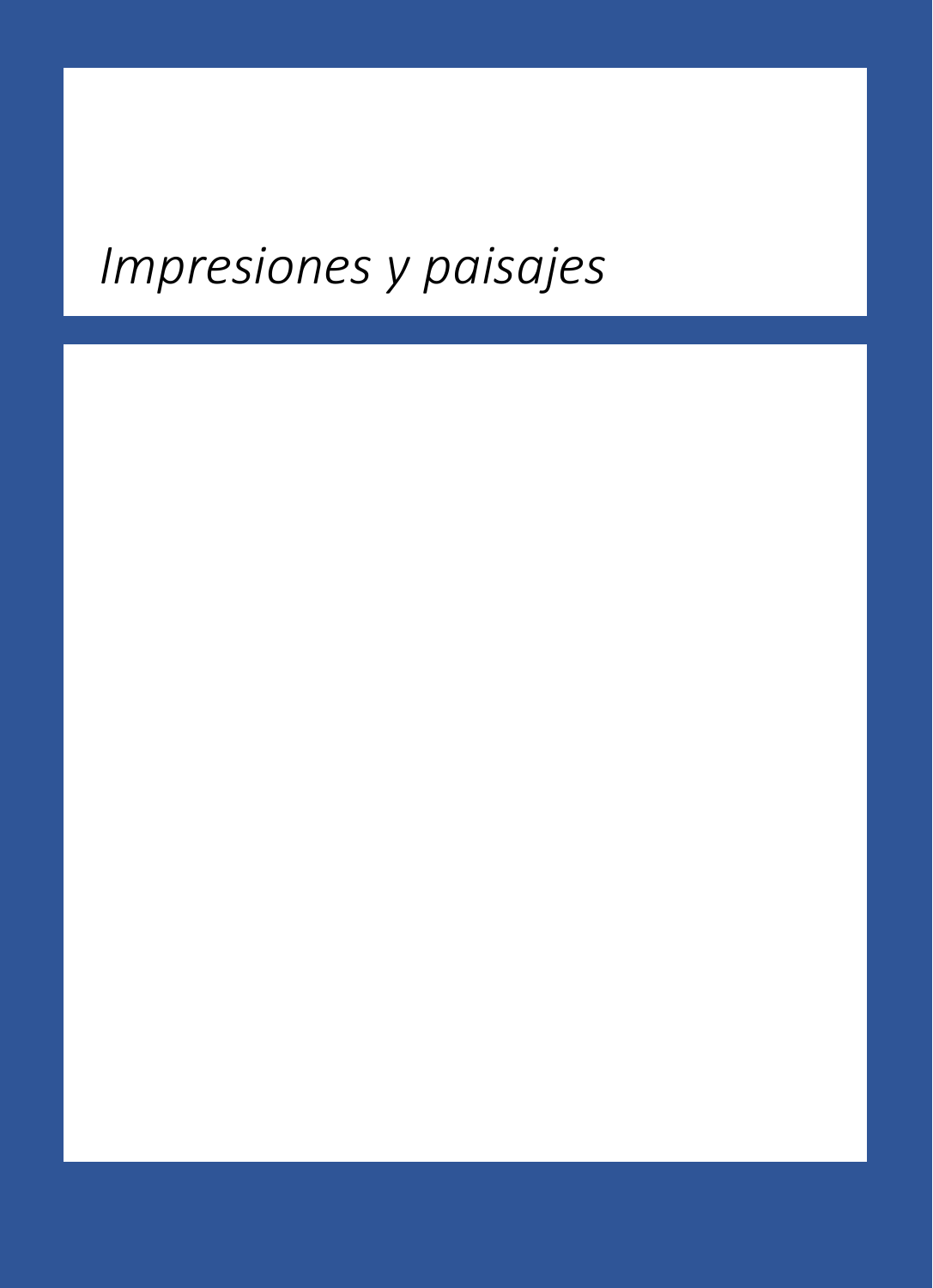# *Impresiones y paisajes*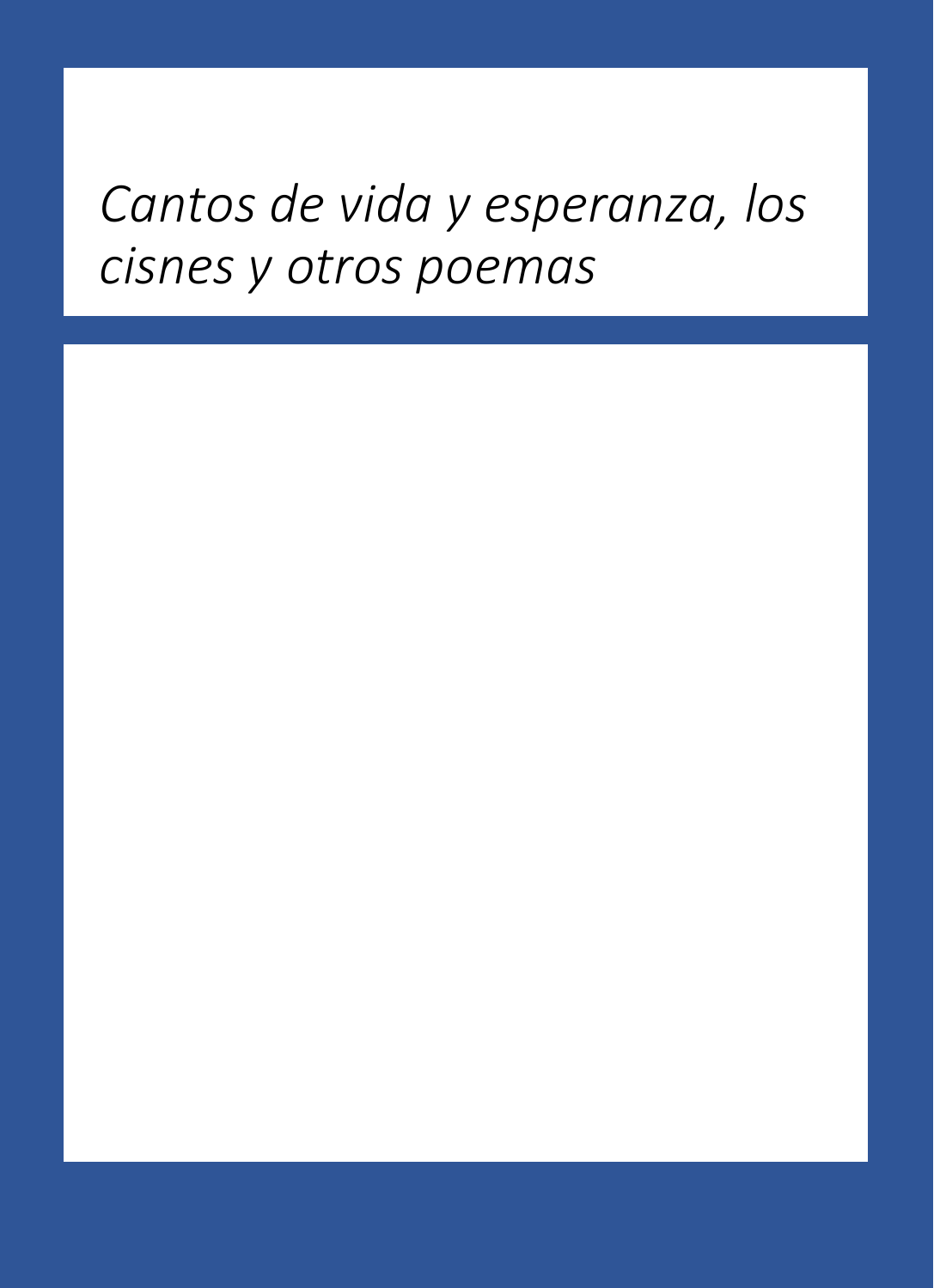# *Cantos de vida y esperanza, los cisnes y otros poemas*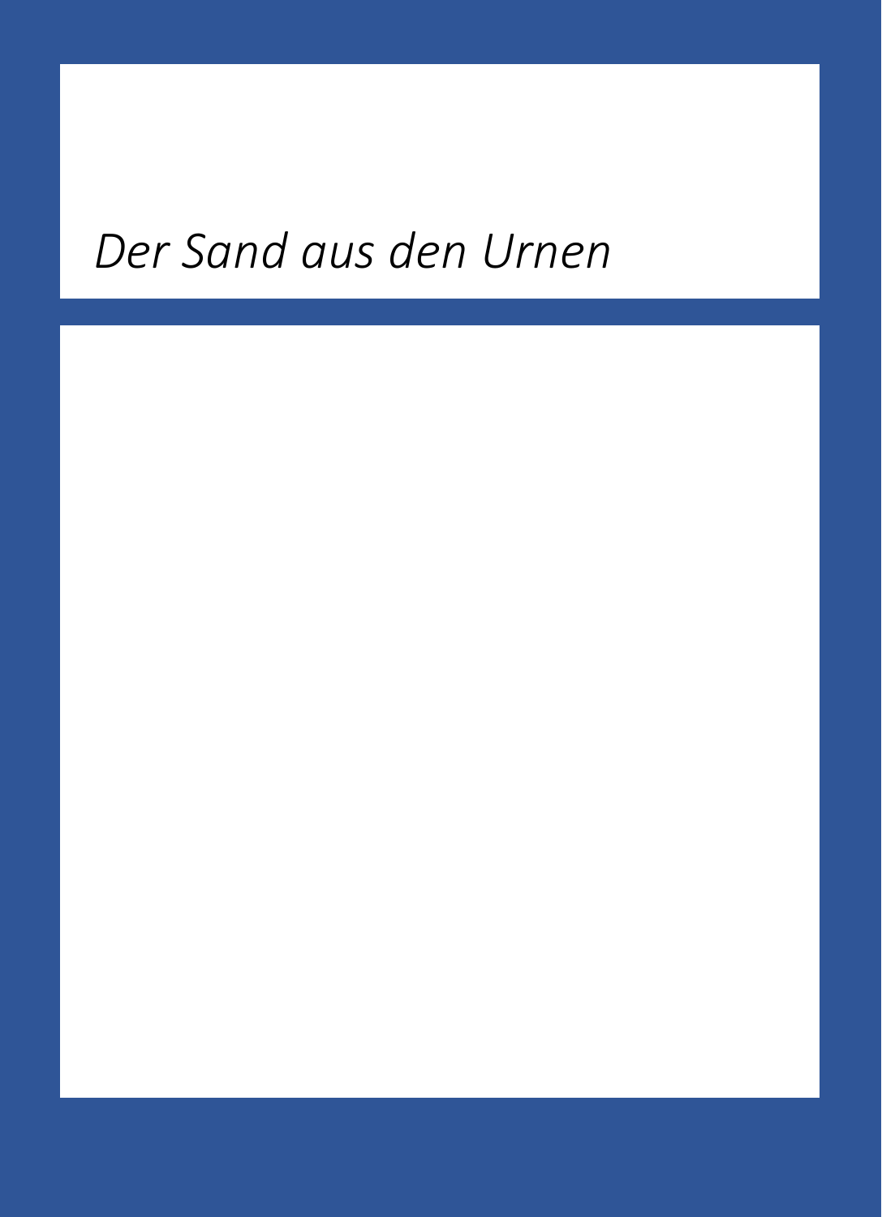*Der Sand aus den Urnen*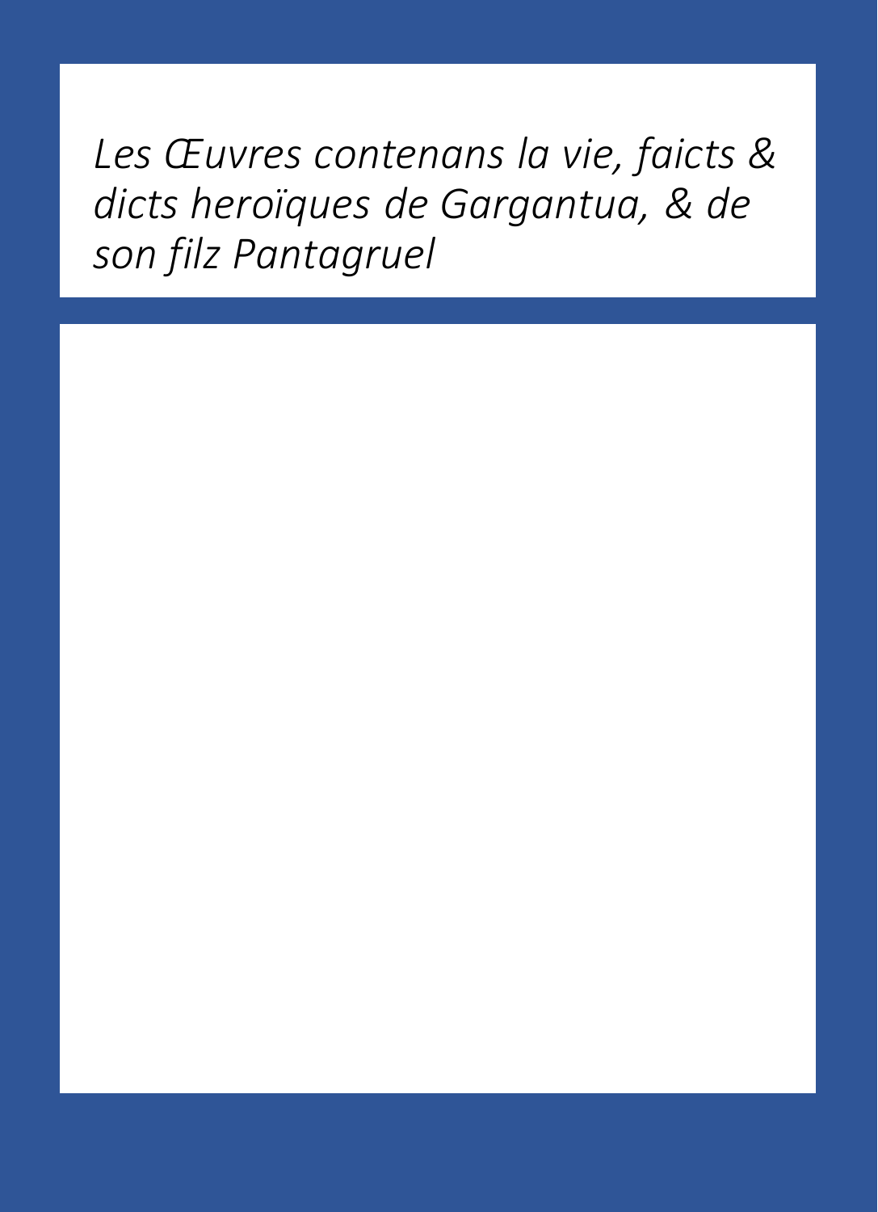*Les Œuvres contenans la vie, faicts & dicts heroïques de Gargantua, & de son filz Pantagruel*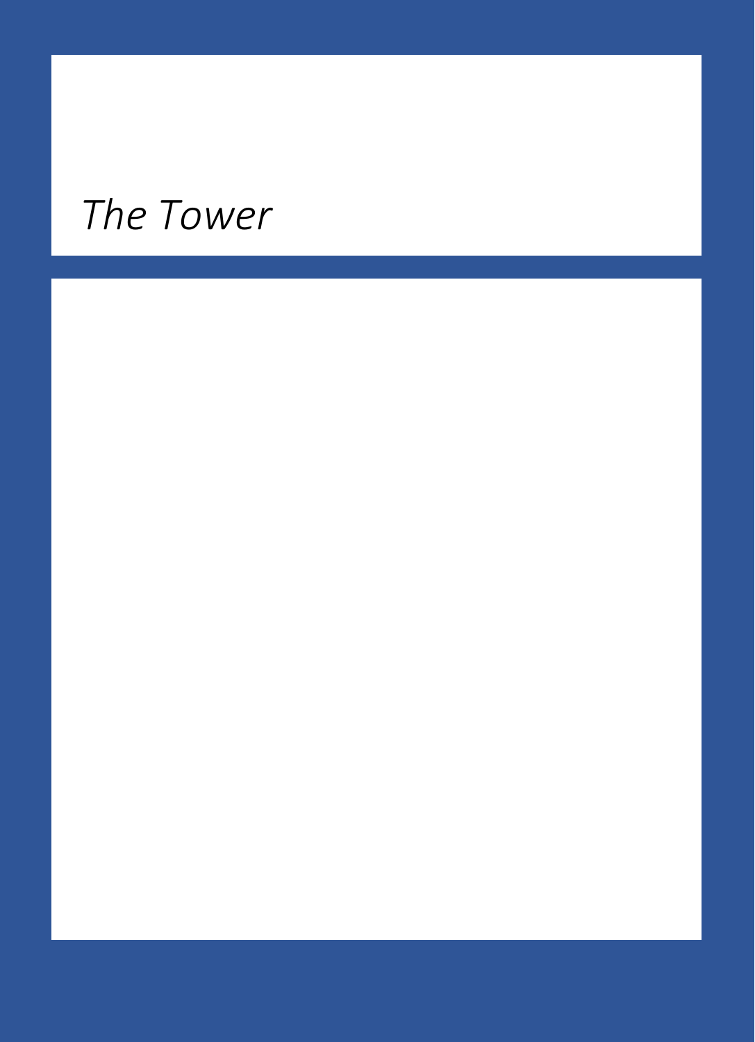*The Tower*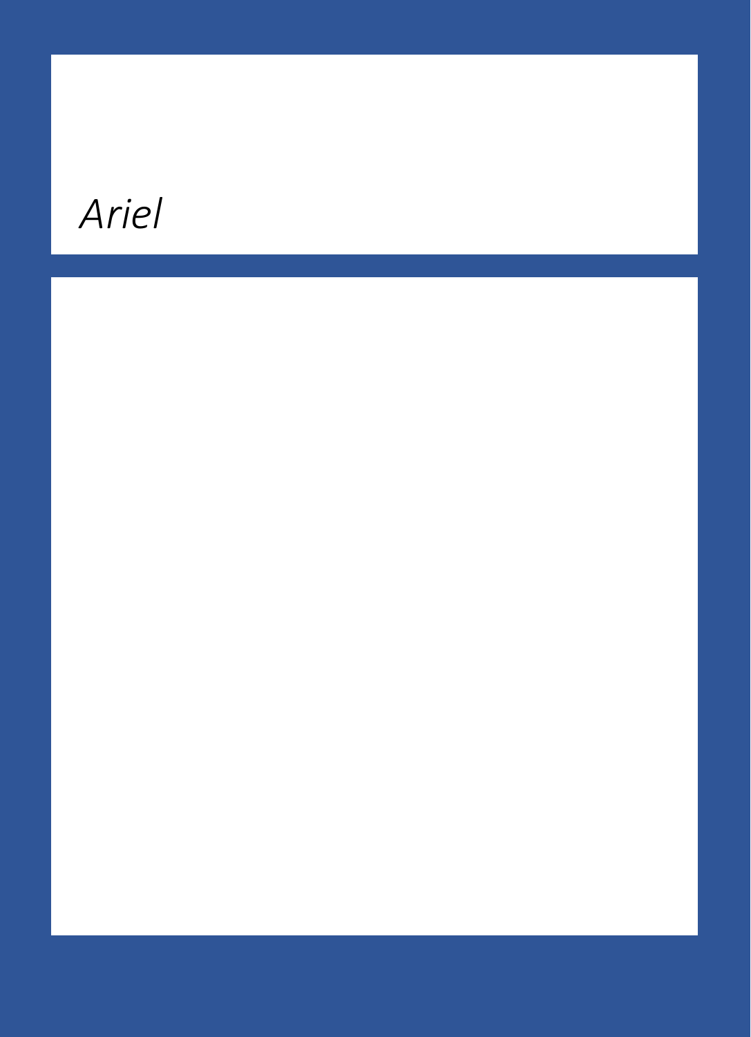*Ariel*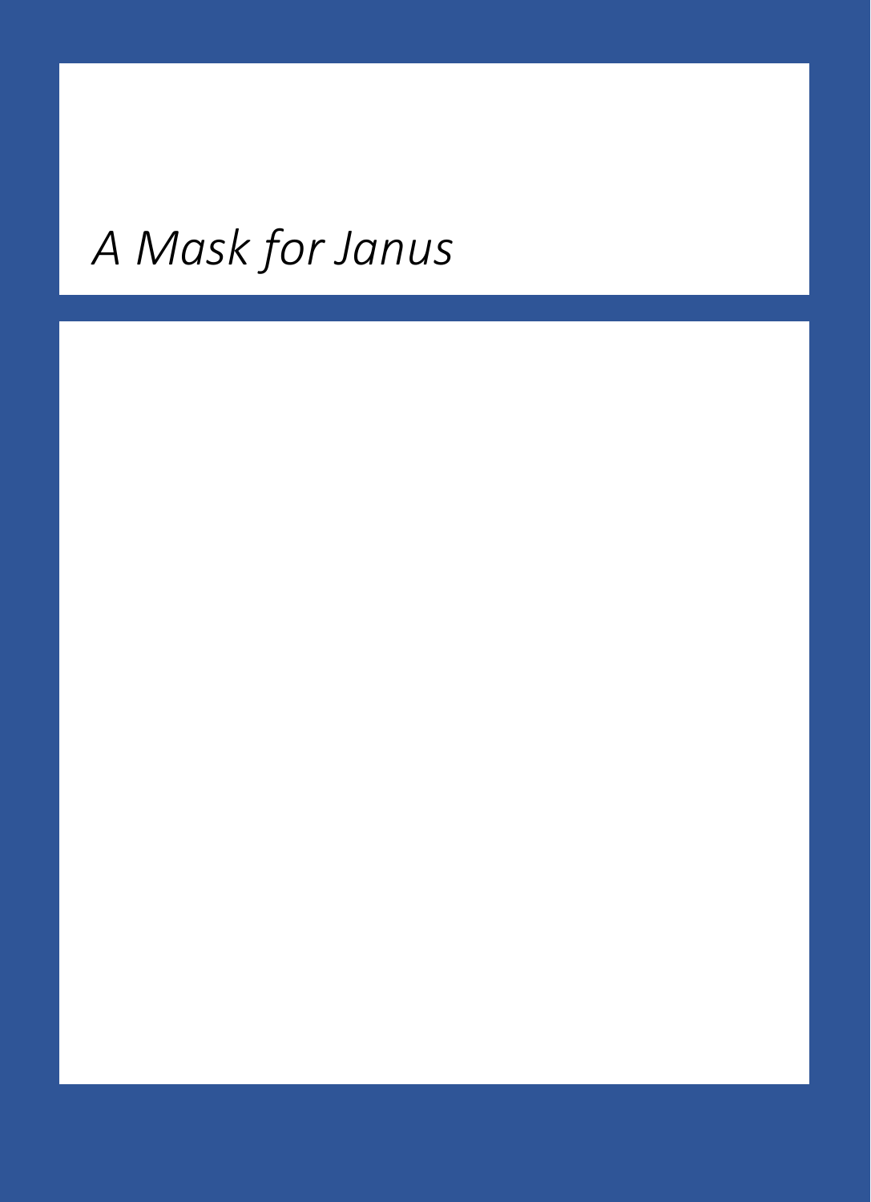*A Mask for Janus*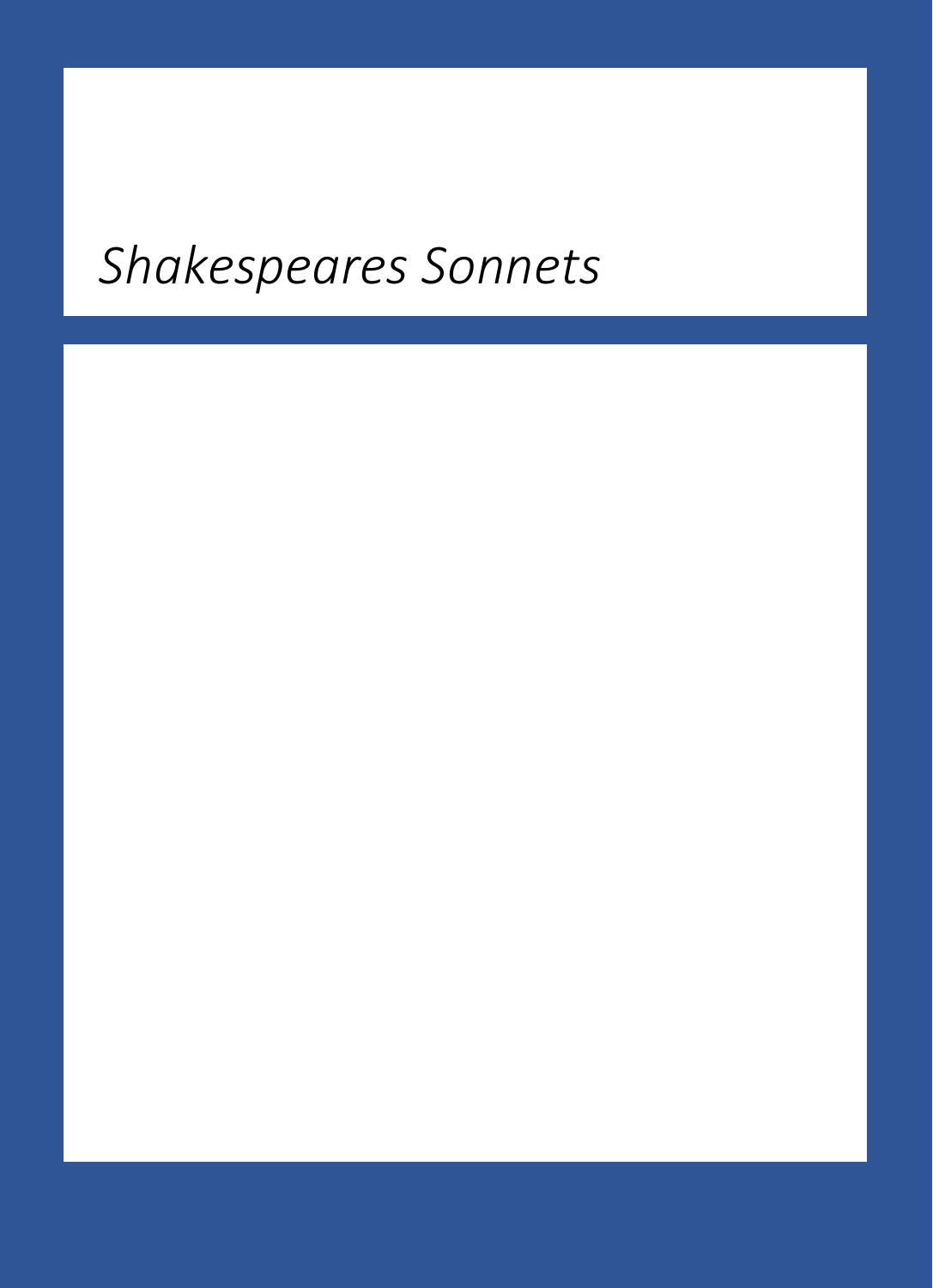*Shakespeares Sonnets*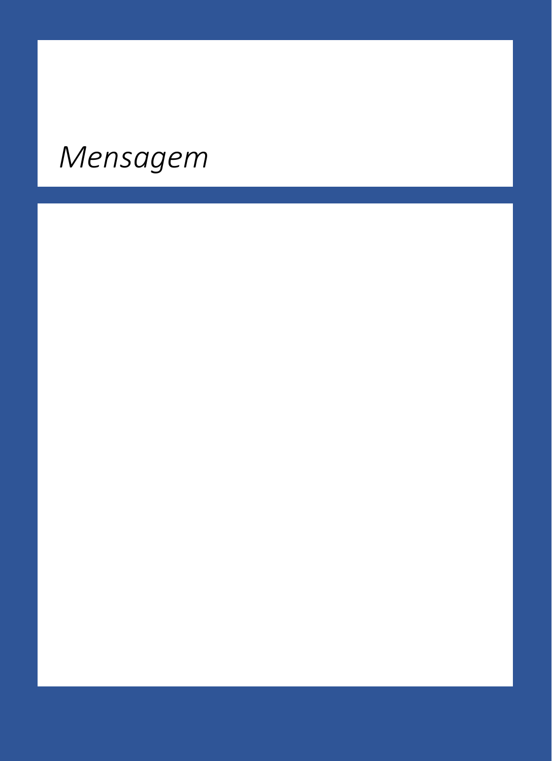# *Mensagem*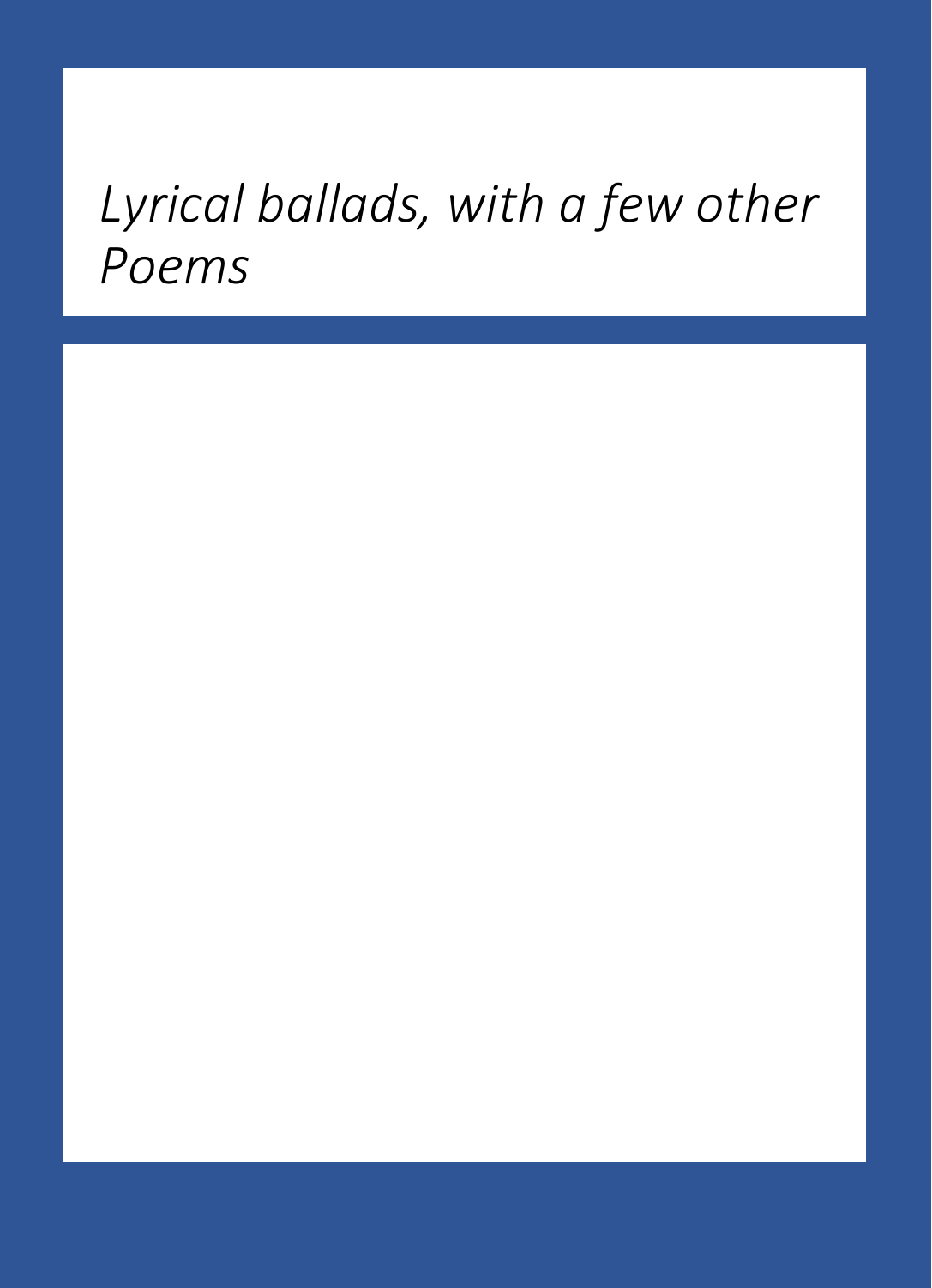*Lyrical ballads, with a few other Poems*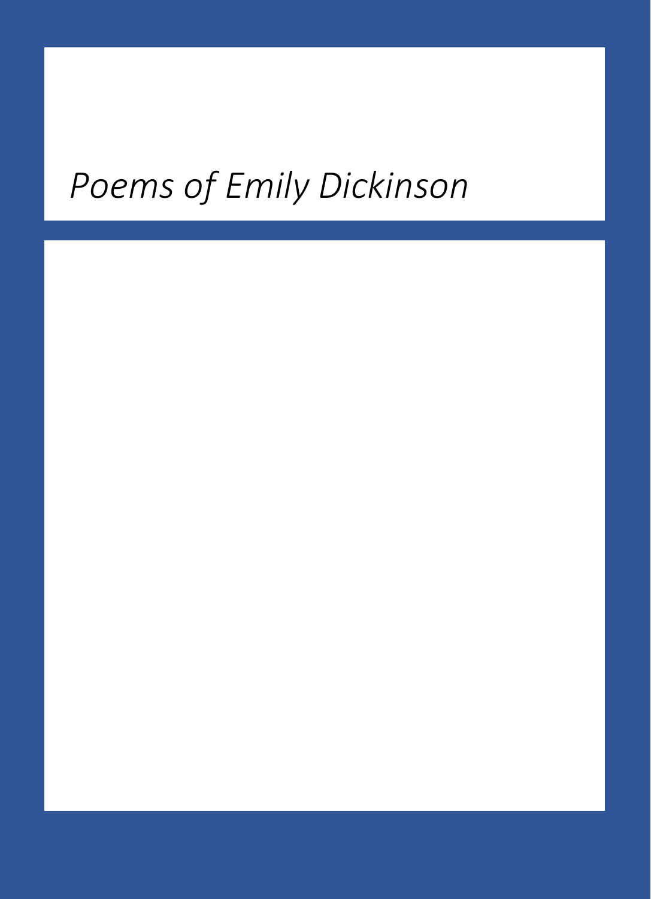*Poems of Emily Dickinson*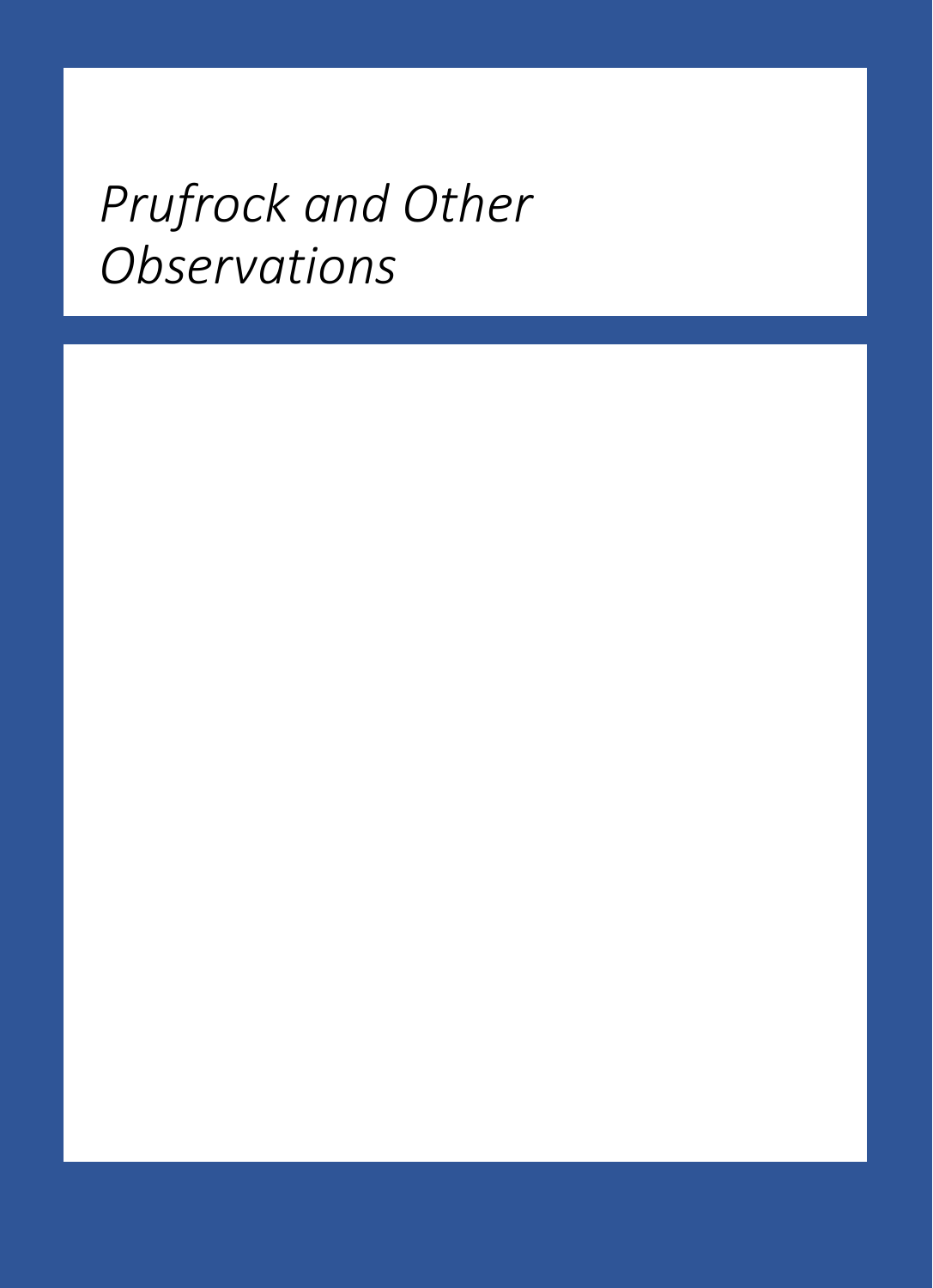*Prufrock and Other Observations*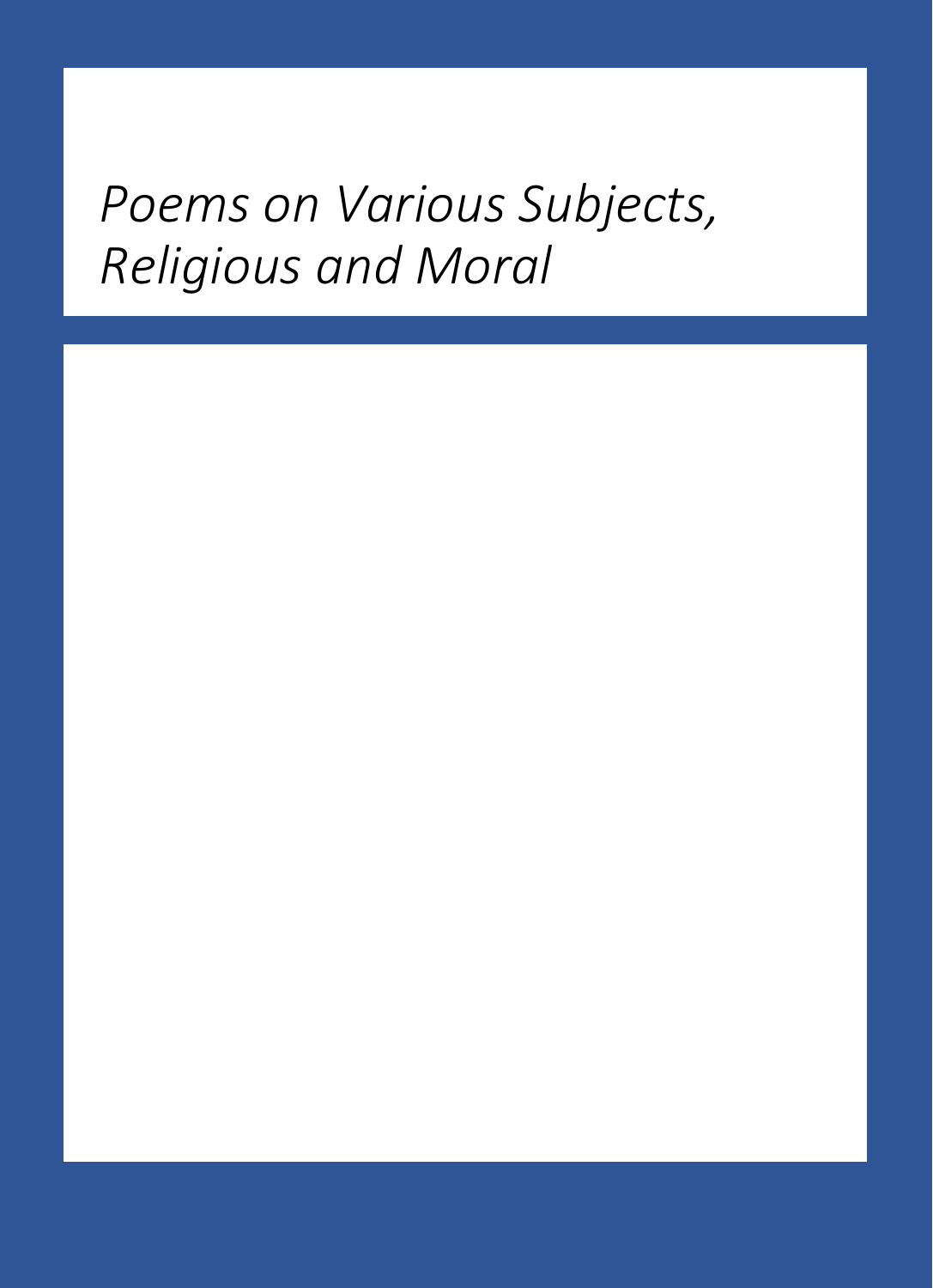*Poems on Various Subjects, Religious and Moral*